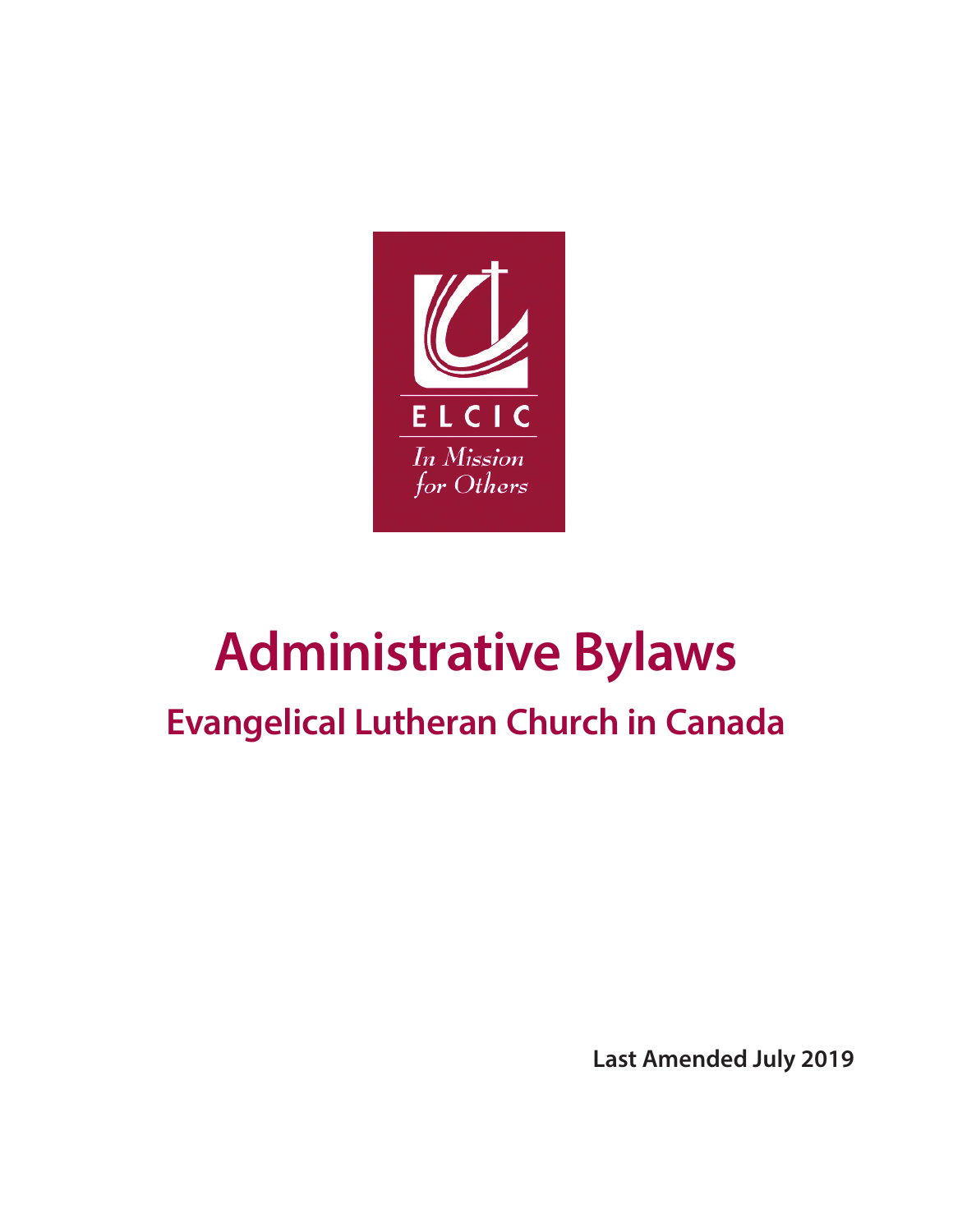ELCIC

*In Mission for Others*

# Administrative Bylaws

## Evangelical Lutheran Church in Canada

**Last Amended July 2019**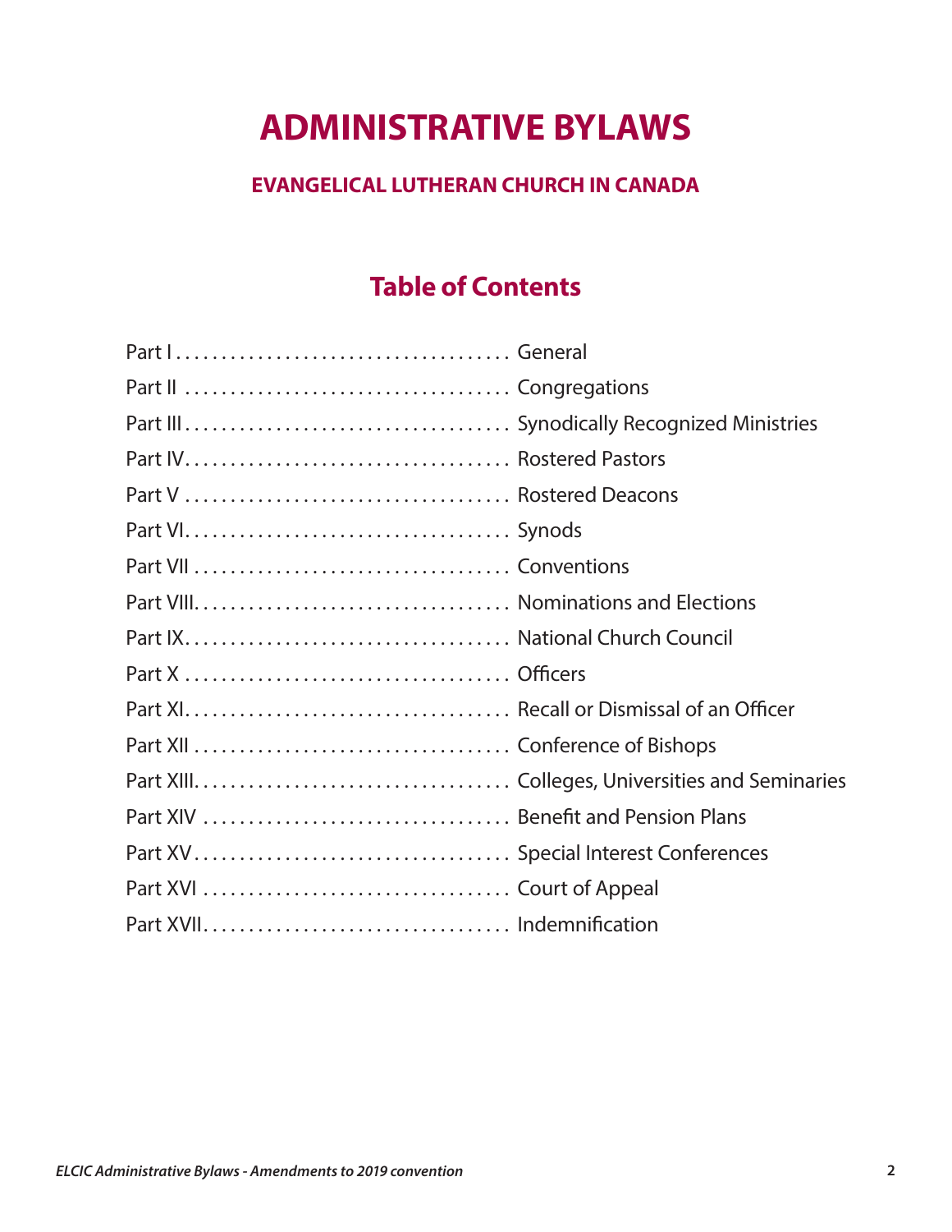# ADMINISTRATIVE BYLAWS

### EVALGELICAL LUTHERAN CHURCH IN CANADA

## Table of Contents

Part I . . . . . . . . . . . . . . . . . . . . . . . . . . . . . . . . . . . . General
Part II . . . . . . . . . . . . . . . . . . . . . . . . . . . . . . . . . . . Congregations
Part III . . . . . . . . . . . . . . . . . . . . . . . . . . . . . . . . . . . Synodically Recognized Ministries
Part IV . . . . . . . . . . . . . . . . . . . . . . . . . . . . . . . . . . . Rostered Pastors
Part V . . . . . . . . . . . . . . . . . . . . . . . . . . . . . . . . . . . Rostered Deacons
Part VI . . . . . . . . . . . . . . . . . . . . . . . . . . . . . . . . . . . Synods
Part VII . . . . . . . . . . . . . . . . . . . . . . . . . . . . . . . . . . Conventions
Part VIII . . . . . . . . . . . . . . . . . . . . . . . . . . . . . . . . . . Nominations and Elections
Part IX . . . . . . . . . . . . . . . . . . . . . . . . . . . . . . . . . . . National Church Council
Part X . . . . . . . . . . . . . . . . . . . . . . . . . . . . . . . . . . . Officers
Part XI . . . . . . . . . . . . . . . . . . . . . . . . . . . . . . . . . . . Recall or Dismissal of an Officer
Part XII . . . . . . . . . . . . . . . . . . . . . . . . . . . . . . . . . . Conference of Bishops
Part XIII . . . . . . . . . . . . . . . . . . . . . . . . . . . . . . . . . . Colleges, Universities and Seminaries
Part XIV . . . . . . . . . . . . . . . . . . . . . . . . . . . . . . . . . . Benefit and Pension Plans
Part XV . . . . . . . . . . . . . . . . . . . . . . . . . . . . . . . . . . Special Interest Conferences
Part XVI . . . . . . . . . . . . . . . . . . . . . . . . . . . . . . . . . . Court of Appeal
Part XVII . . . . . . . . . . . . . . . . . . . . . . . . . . . . . . . . . Indemnification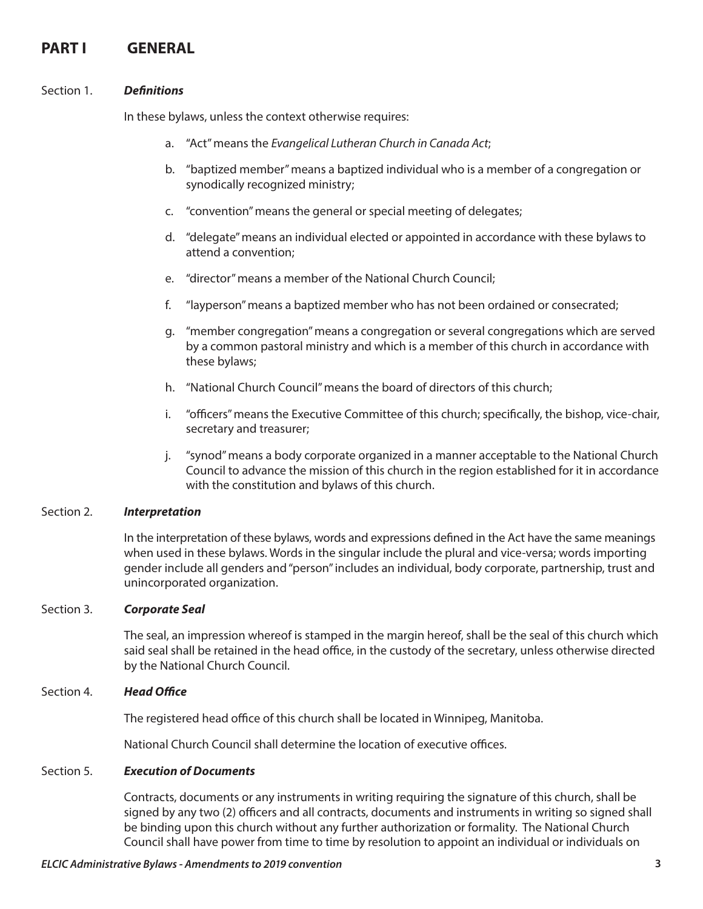# PART I GENERAL

Section 1. ***Definitions***

In these bylaws, unless the context otherwise requires:

a. "Act" means the *Evangelical Lutheran Church in Canada Act*;

b. "baptized member" means a baptized individual who is a member of a congregation or synodically recognized ministry;

c. "convention" means the general or special meeting of delegates;

d. "delegate" means an individual elected or appointed in accordance with these bylaws to attend a convention;

e. "director" means a member of the National Church Council;

f. "layperson" means a baptized member who has not been ordained or consecrated;

g. "member congregation" means a congregation or several congregations which are served by a common pastoral ministry and which is a member of this church in accordance with these bylaws;

h. "National Church Council" means the board of directors of this church;

i. "officers" means the Executive Committee of this church; specifically, the bishop, vice-chair, secretary and treasurer;

j. "synod" means a body corporate organized in a manner acceptable to the National Church Council to advance the mission of this church in the region established for it in accordance with the constitution and bylaws of this church.

Section 2. ***Interpretation***

In the interpretation of these bylaws, words and expressions defined in the Act have the same meanings when used in these bylaws. Words in the singular include the plural and vice-versa; words importing gender include all genders and "person" includes an individual, body corporate, partnership, trust and unincorporated organization.

Section 3. ***Corporate Seal***

The seal, an impression whereof is stamped in the margin hereof, shall be the seal of this church which said seal shall be retained in the head office, in the custody of the secretary, unless otherwise directed by the National Church Council.

Section 4. ***Head Office***

The registered head office of this church shall be located in Winnipeg, Manitoba.

National Church Council shall determine the location of executive offices.

Section 5. ***Execution of Documents***

Contracts, documents or any instruments in writing requiring the signature of this church, shall be signed by any two (2) officers and all contracts, documents and instruments in writing so signed shall be binding upon this church without any further authorization or formality. The National Church Council shall have power from time to time by resolution to appoint an individual or individuals on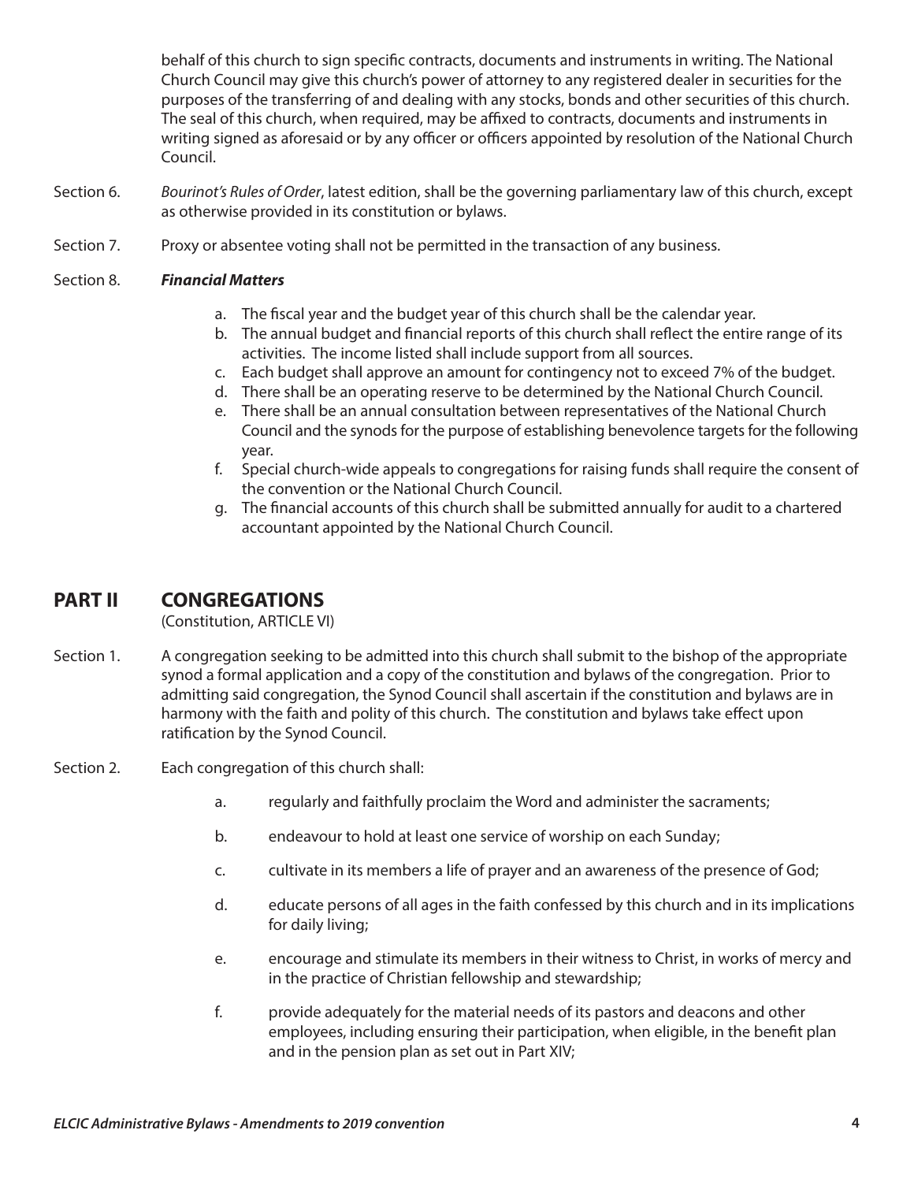behalf of this church to sign specific contracts, documents and instruments in writing. The National Church Council may give this church's power of attorney to any registered dealer in securities for the purposes of the transferring of and dealing with any stocks, bonds and other securities of this church. The seal of this church, when required, may be affixed to contracts, documents and instruments in writing signed as aforesaid or by any officer or officers appointed by resolution of the National Church Council.

Section 6. *Bourinot's Rules of Order*, latest edition, shall be the governing parliamentary law of this church, except as otherwise provided in its constitution or bylaws.

Section 7. Proxy or absentee voting shall not be permitted in the transaction of any business.

Section 8. ***Financial Matters***

a. The fiscal year and the budget year of this church shall be the calendar year.
b. The annual budget and financial reports of this church shall reflect the entire range of its activities. The income listed shall include support from all sources.
c. Each budget shall approve an amount for contingency not to exceed 7% of the budget.
d. There shall be an operating reserve to be determined by the National Church Council.
e. There shall be an annual consultation between representatives of the National Church Council and the synods for the purpose of establishing benevolence targets for the following year.
f. Special church-wide appeals to congregations for raising funds shall require the consent of the convention or the National Church Council.
g. The financial accounts of this church shall be submitted annually for audit to a chartered accountant appointed by the National Church Council.

## PART II CONGREGATIONS

(Constitution, ARTICLE VI)

Section 1. A congregation seeking to be admitted into this church shall submit to the bishop of the appropriate synod a formal application and a copy of the constitution and bylaws of the congregation. Prior to admitting said congregation, the Synod Council shall ascertain if the constitution and bylaws are in harmony with the faith and polity of this church. The constitution and bylaws take effect upon ratification by the Synod Council.

Section 2. Each congregation of this church shall:

a. regularly and faithfully proclaim the Word and administer the sacraments;

b. endeavour to hold at least one service of worship on each Sunday;

c. cultivate in its members a life of prayer and an awareness of the presence of God;

d. educate persons of all ages in the faith confessed by this church and in its implications for daily living;

e. encourage and stimulate its members in their witness to Christ, in works of mercy and in the practice of Christian fellowship and stewardship;

f. provide adequately for the material needs of its pastors and deacons and other employees, including ensuring their participation, when eligible, in the benefit plan and in the pension plan as set out in Part XIV;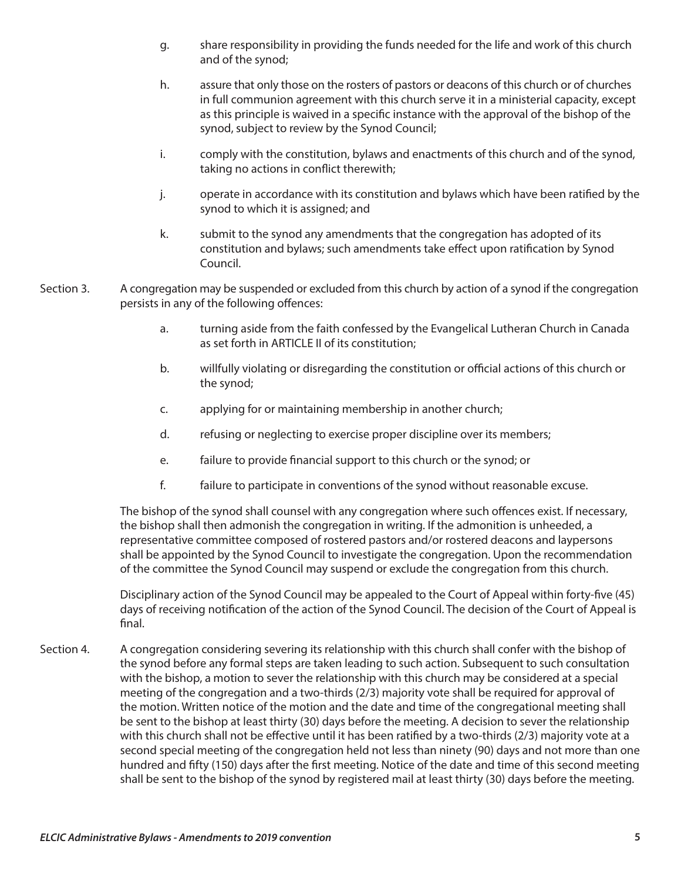g. share responsibility in providing the funds needed for the life and work of this church and of the synod;

h. assure that only those on the rosters of pastors or deacons of this church or of churches in full communion agreement with this church serve it in a ministerial capacity, except as this principle is waived in a specific instance with the approval of the bishop of the synod, subject to review by the Synod Council;

i. comply with the constitution, bylaws and enactments of this church and of the synod, taking no actions in conflict therewith;

j. operate in accordance with its constitution and bylaws which have been ratified by the synod to which it is assigned; and

k. submit to the synod any amendments that the congregation has adopted of its constitution and bylaws; such amendments take effect upon ratification by Synod Council.

Section 3. A congregation may be suspended or excluded from this church by action of a synod if the congregation persists in any of the following offences:

a. turning aside from the faith confessed by the Evangelical Lutheran Church in Canada as set forth in ARTICLE II of its constitution;

b. willfully violating or disregarding the constitution or official actions of this church or the synod;

c. applying for or maintaining membership in another church;

d. refusing or neglecting to exercise proper discipline over its members;

e. failure to provide financial support to this church or the synod; or

f. failure to participate in conventions of the synod without reasonable excuse.

The bishop of the synod shall counsel with any congregation where such offences exist. If necessary, the bishop shall then admonish the congregation in writing. If the admonition is unheeded, a representative committee composed of rostered pastors and/or rostered deacons and laypersons shall be appointed by the Synod Council to investigate the congregation. Upon the recommendation of the committee the Synod Council may suspend or exclude the congregation from this church.

Disciplinary action of the Synod Council may be appealed to the Court of Appeal within forty-five (45) days of receiving notification of the action of the Synod Council. The decision of the Court of Appeal is final.

Section 4. A congregation considering severing its relationship with this church shall confer with the bishop of the synod before any formal steps are taken leading to such action. Subsequent to such consultation with the bishop, a motion to sever the relationship with this church may be considered at a special meeting of the congregation and a two-thirds (2/3) majority vote shall be required for approval of the motion. Written notice of the motion and the date and time of the congregational meeting shall be sent to the bishop at least thirty (30) days before the meeting. A decision to sever the relationship with this church shall not be effective until it has been ratified by a two-thirds (2/3) majority vote at a second special meeting of the congregation held not less than ninety (90) days and not more than one hundred and fifty (150) days after the first meeting. Notice of the date and time of this second meeting shall be sent to the bishop of the synod by registered mail at least thirty (30) days before the meeting.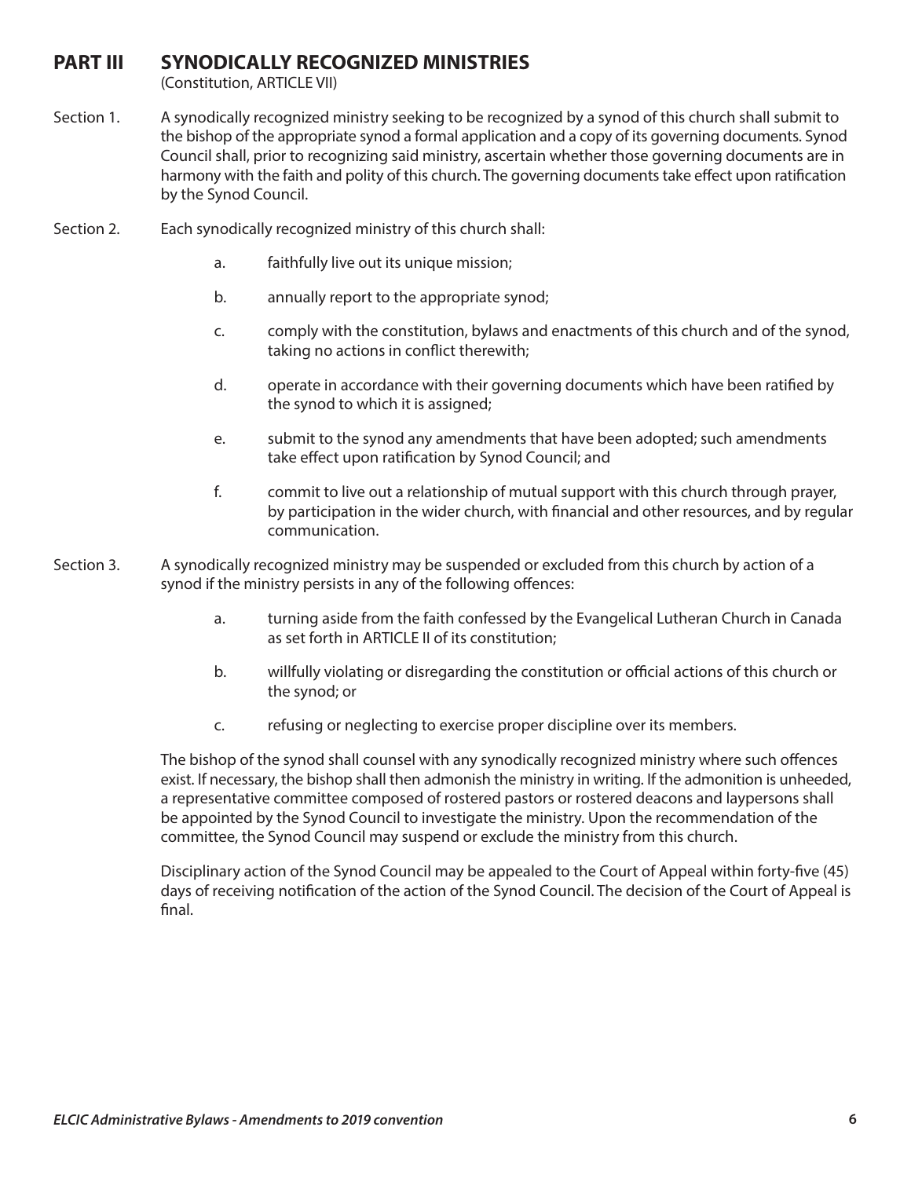## PART III SYNODICALLY RECOGNIZED MINISTRIES

(Constitution, ARTICLE VII)

Section 1. A synodically recognized ministry seeking to be recognized by a synod of this church shall submit to the bishop of the appropriate synod a formal application and a copy of its governing documents. Synod Council shall, prior to recognizing said ministry, ascertain whether those governing documents are in harmony with the faith and polity of this church. The governing documents take effect upon ratification by the Synod Council.

Section 2. Each synodically recognized ministry of this church shall:

a. faithfully live out its unique mission;

b. annually report to the appropriate synod;

c. comply with the constitution, bylaws and enactments of this church and of the synod, taking no actions in conflict therewith;

d. operate in accordance with their governing documents which have been ratified by the synod to which it is assigned;

e. submit to the synod any amendments that have been adopted; such amendments take effect upon ratification by Synod Council; and

f. commit to live out a relationship of mutual support with this church through prayer, by participation in the wider church, with financial and other resources, and by regular communication.

Section 3. A synodically recognized ministry may be suspended or excluded from this church by action of a synod if the ministry persists in any of the following offences:

a. turning aside from the faith confessed by the Evangelical Lutheran Church in Canada as set forth in ARTICLE II of its constitution;

b. willfully violating or disregarding the constitution or official actions of this church or the synod; or

c. refusing or neglecting to exercise proper discipline over its members.

The bishop of the synod shall counsel with any synodically recognized ministry where such offences exist. If necessary, the bishop shall then admonish the ministry in writing. If the admonition is unheeded, a representative committee composed of rostered pastors or rostered deacons and laypersons shall be appointed by the Synod Council to investigate the ministry. Upon the recommendation of the committee, the Synod Council may suspend or exclude the ministry from this church.

Disciplinary action of the Synod Council may be appealed to the Court of Appeal within forty-five (45) days of receiving notification of the action of the Synod Council. The decision of the Court of Appeal is final.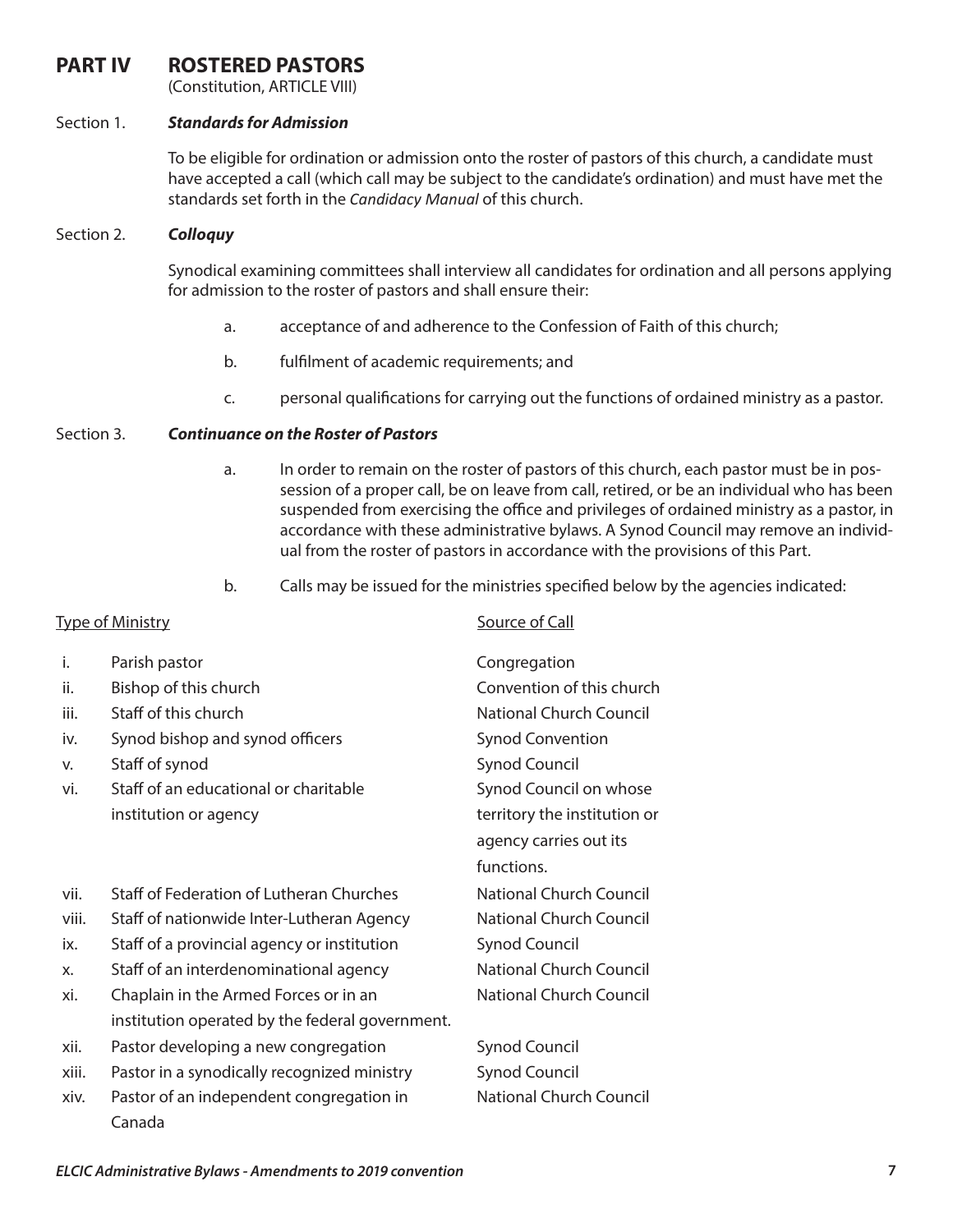# PART IV ROSTERED PASTORS

(Constitution, ARTICLE VIII)

Section 1. ***Standards for Admission***

To be eligible for ordination or admission onto the roster of pastors of this church, a candidate must have accepted a call (which call may be subject to the candidate's ordination) and must have met the standards set forth in the *Candidacy Manual* of this church.

Section 2. ***Colloquy***

Synodical examining committees shall interview all candidates for ordination and all persons applying for admission to the roster of pastors and shall ensure their:

a. acceptance of and adherence to the Confession of Faith of this church;

b. fulfilment of academic requirements; and

c. personal qualifications for carrying out the functions of ordained ministry as a pastor.

Section 3. ***Continuance on the Roster of Pastors***

a. In order to remain on the roster of pastors of this church, each pastor must be in possession of a proper call, be on leave from call, retired, or be an individual who has been suspended from exercising the office and privileges of ordained ministry as a pastor, in accordance with these administrative bylaws. A Synod Council may remove an individual from the roster of pastors in accordance with the provisions of this Part.

b. Calls may be issued for the ministries specified below by the agencies indicated:

| | Type of Ministry | Source of Call |
|---|---|---|
| i. | Parish pastor | Congregation |
| ii. | Bishop of this church | Convention of this church |
| iii. | Staff of this church | National Church Council |
| iv. | Synod bishop and synod officers | Synod Convention |
| v. | Staff of synod | Synod Council |
| vi. | Staff of an educational or charitable institution or agency | Synod Council on whose territory the institution or agency carries out its functions. |
| vii. | Staff of Federation of Lutheran Churches | National Church Council |
| viii. | Staff of nationwide Inter-Lutheran Agency | National Church Council |
| ix. | Staff of a provincial agency or institution | Synod Council |
| x. | Staff of an interdenominational agency | National Church Council |
| xi. | Chaplain in the Armed Forces or in an institution operated by the federal government. | National Church Council |
| xii. | Pastor developing a new congregation | Synod Council |
| xiii. | Pastor in a synodically recognized ministry | Synod Council |
| xiv. | Pastor of an independent congregation in Canada | National Church Council |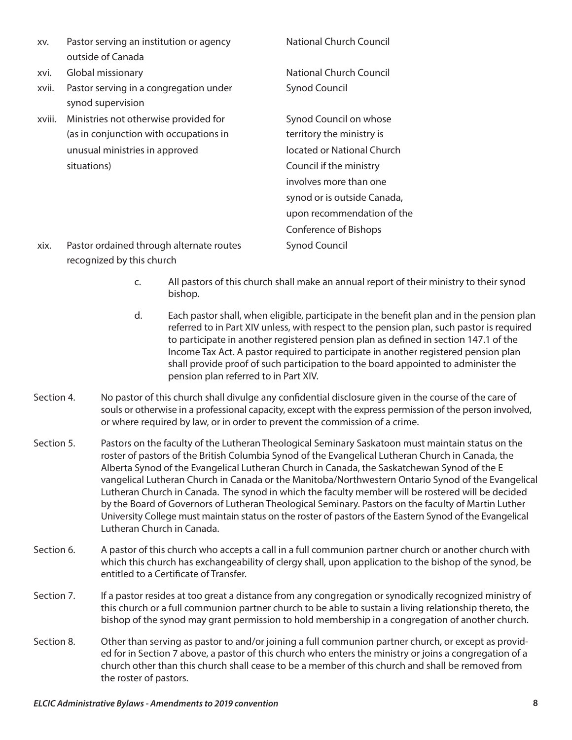| | | |
|---|---|---|
| xv. | Pastor serving an institution or agency outside of Canada | National Church Council |
| xvi. | Global missionary | National Church Council |
| xvii. | Pastor serving in a congregation under synod supervision | Synod Council |
| xviii. | Ministries not otherwise provided for (as in conjunction with occupations in unusual ministries in approved situations) | Synod Council on whose territory the ministry is located or National Church Council if the ministry involves more than one synod or is outside Canada, upon recommendation of the Conference of Bishops |
| xix. | Pastor ordained through alternate routes recognized by this church | Synod Council |

c. All pastors of this church shall make an annual report of their ministry to their synod bishop.

d. Each pastor shall, when eligible, participate in the benefit plan and in the pension plan referred to in Part XIV unless, with respect to the pension plan, such pastor is required to participate in another registered pension plan as defined in section 147.1 of the Income Tax Act. A pastor required to participate in another registered pension plan shall provide proof of such participation to the board appointed to administer the pension plan referred to in Part XIV.

Section 4. No pastor of this church shall divulge any confidential disclosure given in the course of the care of souls or otherwise in a professional capacity, except with the express permission of the person involved, or where required by law, or in order to prevent the commission of a crime.

Section 5. Pastors on the faculty of the Lutheran Theological Seminary Saskatoon must maintain status on the roster of pastors of the British Columbia Synod of the Evangelical Lutheran Church in Canada, the Alberta Synod of the Evangelical Lutheran Church in Canada, the Saskatchewan Synod of the E vangelical Lutheran Church in Canada or the Manitoba/Northwestern Ontario Synod of the Evangelical Lutheran Church in Canada. The synod in which the faculty member will be rostered will be decided by the Board of Governors of Lutheran Theological Seminary. Pastors on the faculty of Martin Luther University College must maintain status on the roster of pastors of the Eastern Synod of the Evangelical Lutheran Church in Canada.

Section 6. A pastor of this church who accepts a call in a full communion partner church or another church with which this church has exchangeability of clergy shall, upon application to the bishop of the synod, be entitled to a Certificate of Transfer.

Section 7. If a pastor resides at too great a distance from any congregation or synodically recognized ministry of this church or a full communion partner church to be able to sustain a living relationship thereto, the bishop of the synod may grant permission to hold membership in a congregation of another church.

Section 8. Other than serving as pastor to and/or joining a full communion partner church, or except as provided for in Section 7 above, a pastor of this church who enters the ministry or joins a congregation of a church other than this church shall cease to be a member of this church and shall be removed from the roster of pastors.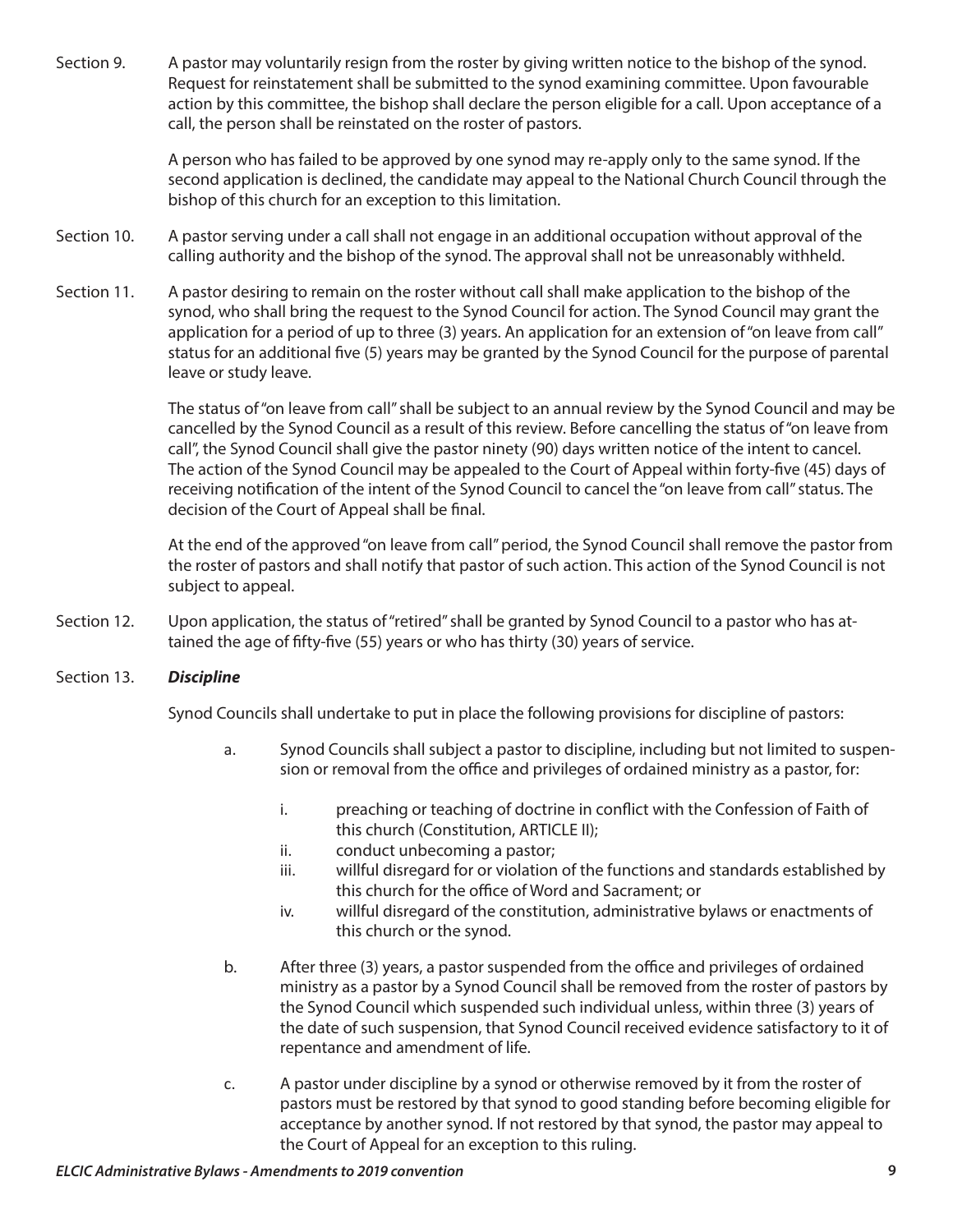Section 9. A pastor may voluntarily resign from the roster by giving written notice to the bishop of the synod. Request for reinstatement shall be submitted to the synod examining committee. Upon favourable action by this committee, the bishop shall declare the person eligible for a call. Upon acceptance of a call, the person shall be reinstated on the roster of pastors.

A person who has failed to be approved by one synod may re-apply only to the same synod. If the second application is declined, the candidate may appeal to the National Church Council through the bishop of this church for an exception to this limitation.

Section 10. A pastor serving under a call shall not engage in an additional occupation without approval of the calling authority and the bishop of the synod. The approval shall not be unreasonably withheld.

Section 11. A pastor desiring to remain on the roster without call shall make application to the bishop of the synod, who shall bring the request to the Synod Council for action. The Synod Council may grant the application for a period of up to three (3) years. An application for an extension of "on leave from call" status for an additional five (5) years may be granted by the Synod Council for the purpose of parental leave or study leave.

The status of "on leave from call" shall be subject to an annual review by the Synod Council and may be cancelled by the Synod Council as a result of this review. Before cancelling the status of "on leave from call", the Synod Council shall give the pastor ninety (90) days written notice of the intent to cancel. The action of the Synod Council may be appealed to the Court of Appeal within forty-five (45) days of receiving notification of the intent of the Synod Council to cancel the "on leave from call" status. The decision of the Court of Appeal shall be final.

At the end of the approved "on leave from call" period, the Synod Council shall remove the pastor from the roster of pastors and shall notify that pastor of such action. This action of the Synod Council is not subject to appeal.

Section 12. Upon application, the status of "retired" shall be granted by Synod Council to a pastor who has attained the age of fifty-five (55) years or who has thirty (30) years of service.

Section 13. ***Discipline***

Synod Councils shall undertake to put in place the following provisions for discipline of pastors:

a. Synod Councils shall subject a pastor to discipline, including but not limited to suspension or removal from the office and privileges of ordained ministry as a pastor, for:

   i. preaching or teaching of doctrine in conflict with the Confession of Faith of this church (Constitution, ARTICLE II);
   ii. conduct unbecoming a pastor;
   iii. willful disregard for or violation of the functions and standards established by this church for the office of Word and Sacrament; or
   iv. willful disregard of the constitution, administrative bylaws or enactments of this church or the synod.

b. After three (3) years, a pastor suspended from the office and privileges of ordained ministry as a pastor by a Synod Council shall be removed from the roster of pastors by the Synod Council which suspended such individual unless, within three (3) years of the date of such suspension, that Synod Council received evidence satisfactory to it of repentance and amendment of life.

c. A pastor under discipline by a synod or otherwise removed by it from the roster of pastors must be restored by that synod to good standing before becoming eligible for acceptance by another synod. If not restored by that synod, the pastor may appeal to the Court of Appeal for an exception to this ruling.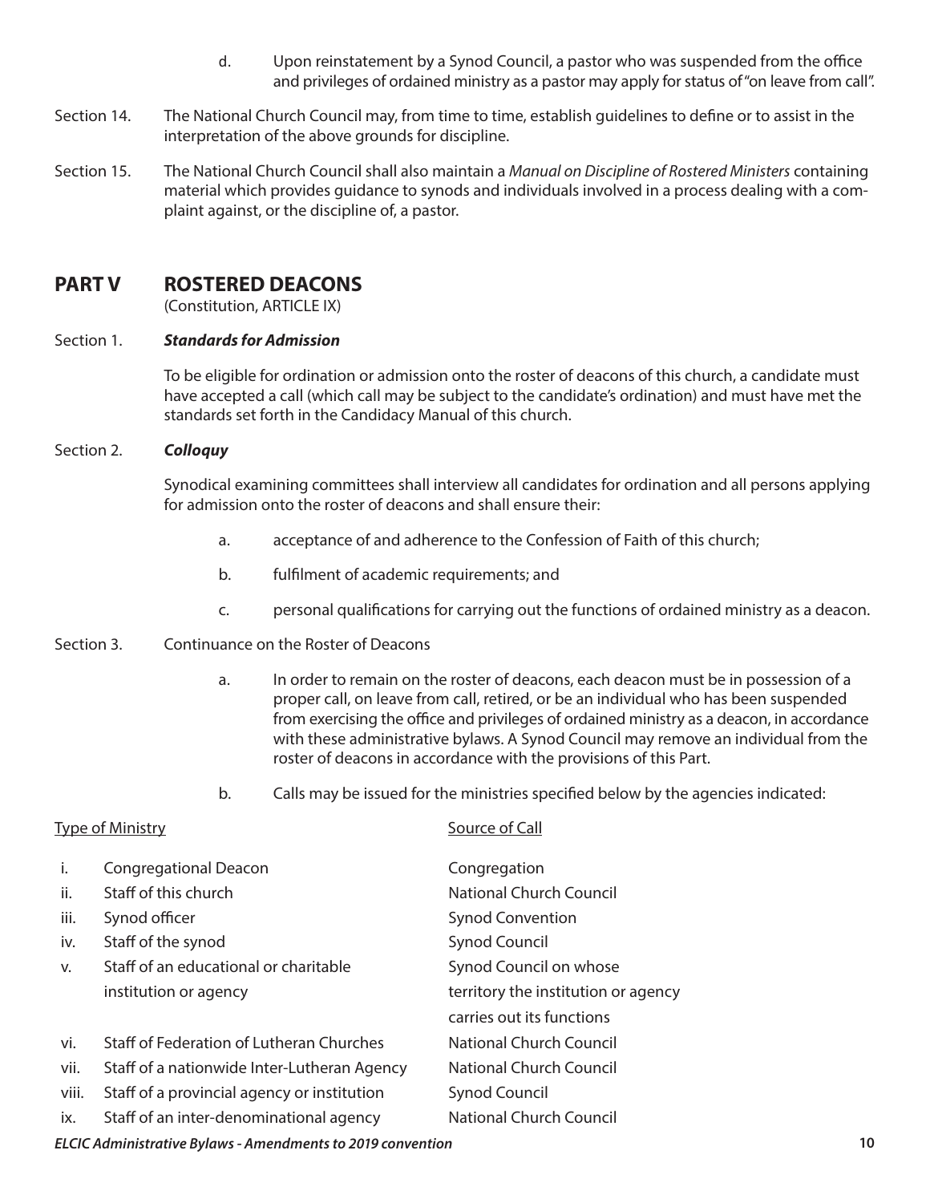d. Upon reinstatement by a Synod Council, a pastor who was suspended from the office and privileges of ordained ministry as a pastor may apply for status of "on leave from call".

Section 14. The National Church Council may, from time to time, establish guidelines to define or to assist in the interpretation of the above grounds for discipline.

Section 15. The National Church Council shall also maintain a *Manual on Discipline of Rostered Ministers* containing material which provides guidance to synods and individuals involved in a process dealing with a complaint against, or the discipline of, a pastor.

## PART V ROSTERED DEACONS

(Constitution, ARTICLE IX)

Section 1. ***Standards for Admission***

To be eligible for ordination or admission onto the roster of deacons of this church, a candidate must have accepted a call (which call may be subject to the candidate's ordination) and must have met the standards set forth in the Candidacy Manual of this church.

Section 2. ***Colloquy***

Synodical examining committees shall interview all candidates for ordination and all persons applying for admission onto the roster of deacons and shall ensure their:

a. acceptance of and adherence to the Confession of Faith of this church;

b. fulfilment of academic requirements; and

c. personal qualifications for carrying out the functions of ordained ministry as a deacon.

Section 3. Continuance on the Roster of Deacons

a. In order to remain on the roster of deacons, each deacon must be in possession of a proper call, on leave from call, retired, or be an individual who has been suspended from exercising the office and privileges of ordained ministry as a deacon, in accordance with these administrative bylaws. A Synod Council may remove an individual from the roster of deacons in accordance with the provisions of this Part.

b. Calls may be issued for the ministries specified below by the agencies indicated:

| | Type of Ministry | Source of Call |
|---|---|---|
| i. | Congregational Deacon | Congregation |
| ii. | Staff of this church | National Church Council |
| iii. | Synod officer | Synod Convention |
| iv. | Staff of the synod | Synod Council |
| v. | Staff of an educational or charitable institution or agency | Synod Council on whose territory the institution or agency carries out its functions |
| vi. | Staff of Federation of Lutheran Churches | National Church Council |
| vii. | Staff of a nationwide Inter-Lutheran Agency | National Church Council |
| viii. | Staff of a provincial agency or institution | Synod Council |
| ix. | Staff of an inter-denominational agency | National Church Council |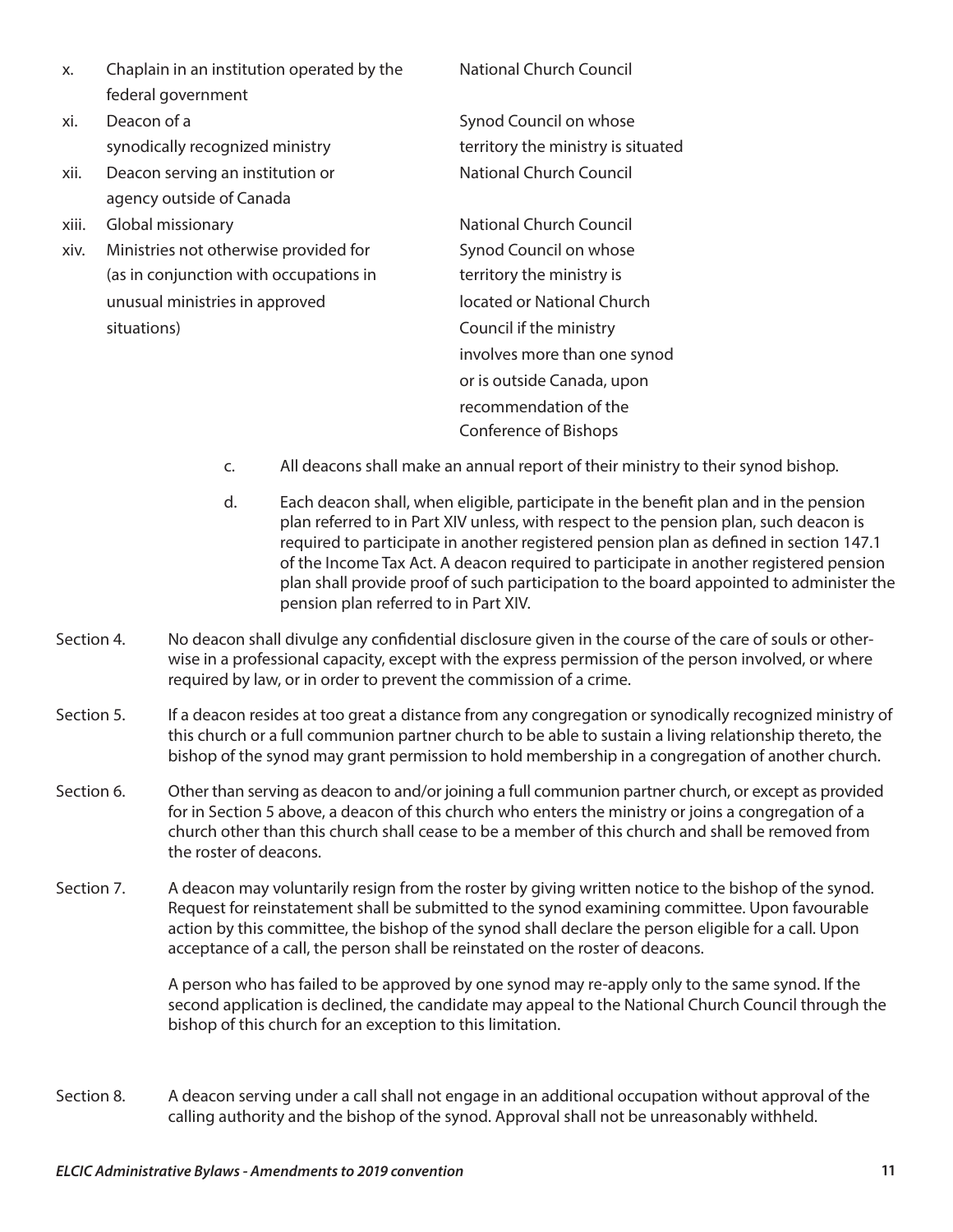| | | |
|---|---|---|
| x. | Chaplain in an institution operated by the federal government | National Church Council |
| xi. | Deacon of a synodically recognized ministry | Synod Council on whose territory the ministry is situated |
| xii. | Deacon serving an institution or agency outside of Canada | National Church Council |
| xiii. | Global missionary | National Church Council |
| xiv. | Ministries not otherwise provided for (as in conjunction with occupations in unusual ministries in approved situations) | Synod Council on whose territory the ministry is located or National Church Council if the ministry involves more than one synod or is outside Canada, upon recommendation of the Conference of Bishops |

c. All deacons shall make an annual report of their ministry to their synod bishop.

d. Each deacon shall, when eligible, participate in the benefit plan and in the pension plan referred to in Part XIV unless, with respect to the pension plan, such deacon is required to participate in another registered pension plan as defined in section 147.1 of the Income Tax Act. A deacon required to participate in another registered pension plan shall provide proof of such participation to the board appointed to administer the pension plan referred to in Part XIV.

Section 4. No deacon shall divulge any confidential disclosure given in the course of the care of souls or otherwise in a professional capacity, except with the express permission of the person involved, or where required by law, or in order to prevent the commission of a crime.

Section 5. If a deacon resides at too great a distance from any congregation or synodically recognized ministry of this church or a full communion partner church to be able to sustain a living relationship thereto, the bishop of the synod may grant permission to hold membership in a congregation of another church.

Section 6. Other than serving as deacon to and/or joining a full communion partner church, or except as provided for in Section 5 above, a deacon of this church who enters the ministry or joins a congregation of a church other than this church shall cease to be a member of this church and shall be removed from the roster of deacons.

Section 7. A deacon may voluntarily resign from the roster by giving written notice to the bishop of the synod. Request for reinstatement shall be submitted to the synod examining committee. Upon favourable action by this committee, the bishop of the synod shall declare the person eligible for a call. Upon acceptance of a call, the person shall be reinstated on the roster of deacons.

A person who has failed to be approved by one synod may re-apply only to the same synod. If the second application is declined, the candidate may appeal to the National Church Council through the bishop of this church for an exception to this limitation.

Section 8. A deacon serving under a call shall not engage in an additional occupation without approval of the calling authority and the bishop of the synod. Approval shall not be unreasonably withheld.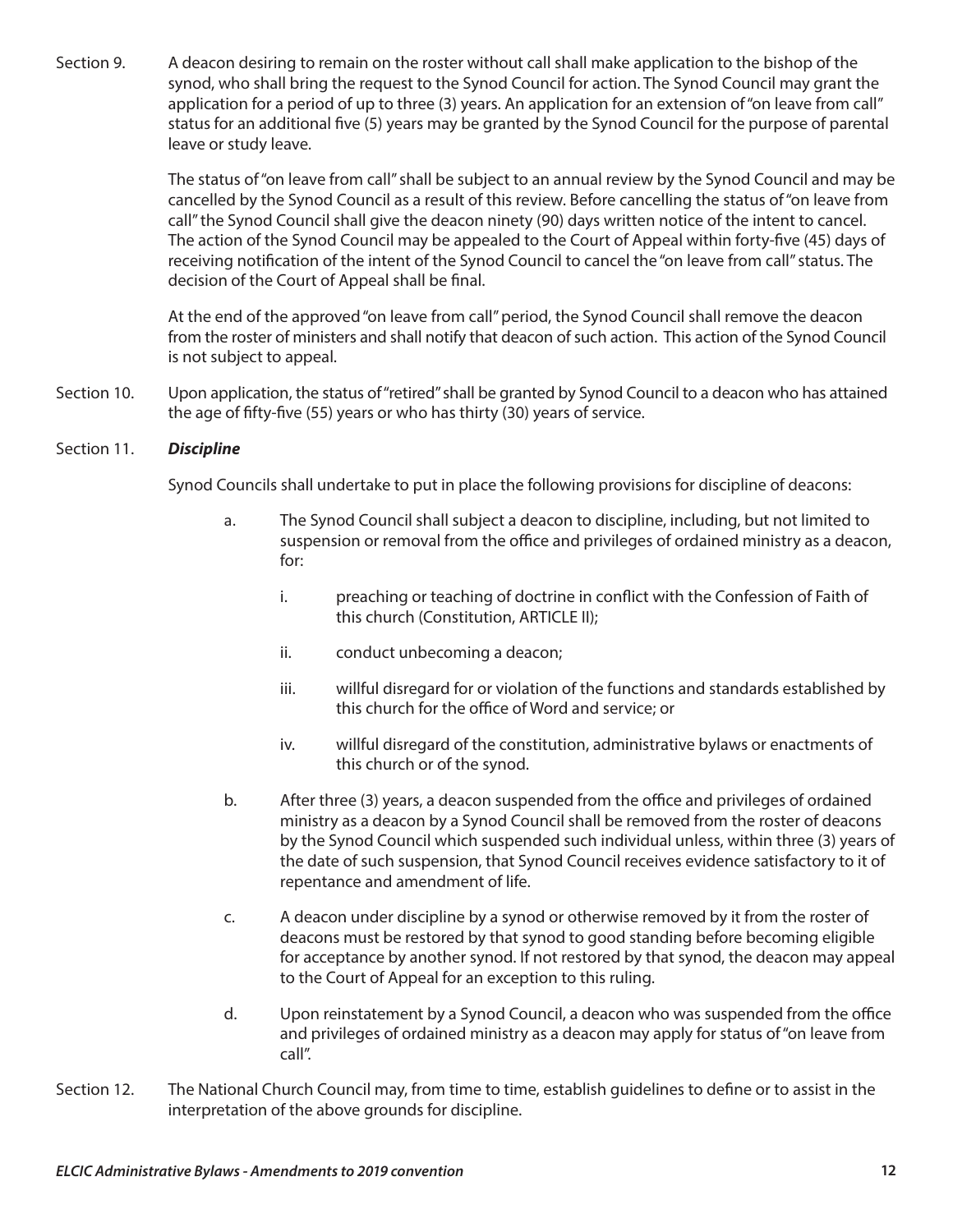Section 9. A deacon desiring to remain on the roster without call shall make application to the bishop of the synod, who shall bring the request to the Synod Council for action. The Synod Council may grant the application for a period of up to three (3) years. An application for an extension of "on leave from call" status for an additional five (5) years may be granted by the Synod Council for the purpose of parental leave or study leave.

The status of "on leave from call" shall be subject to an annual review by the Synod Council and may be cancelled by the Synod Council as a result of this review. Before cancelling the status of "on leave from call" the Synod Council shall give the deacon ninety (90) days written notice of the intent to cancel. The action of the Synod Council may be appealed to the Court of Appeal within forty-five (45) days of receiving notification of the intent of the Synod Council to cancel the "on leave from call" status. The decision of the Court of Appeal shall be final.

At the end of the approved "on leave from call" period, the Synod Council shall remove the deacon from the roster of ministers and shall notify that deacon of such action. This action of the Synod Council is not subject to appeal.

Section 10. Upon application, the status of "retired" shall be granted by Synod Council to a deacon who has attained the age of fifty-five (55) years or who has thirty (30) years of service.

Section 11. ***Discipline***

Synod Councils shall undertake to put in place the following provisions for discipline of deacons:

a. The Synod Council shall subject a deacon to discipline, including, but not limited to suspension or removal from the office and privileges of ordained ministry as a deacon, for:

   i. preaching or teaching of doctrine in conflict with the Confession of Faith of this church (Constitution, ARTICLE II);

   ii. conduct unbecoming a deacon;

   iii. willful disregard for or violation of the functions and standards established by this church for the office of Word and service; or

   iv. willful disregard of the constitution, administrative bylaws or enactments of this church or of the synod.

b. After three (3) years, a deacon suspended from the office and privileges of ordained ministry as a deacon by a Synod Council shall be removed from the roster of deacons by the Synod Council which suspended such individual unless, within three (3) years of the date of such suspension, that Synod Council receives evidence satisfactory to it of repentance and amendment of life.

c. A deacon under discipline by a synod or otherwise removed by it from the roster of deacons must be restored by that synod to good standing before becoming eligible for acceptance by another synod. If not restored by that synod, the deacon may appeal to the Court of Appeal for an exception to this ruling.

d. Upon reinstatement by a Synod Council, a deacon who was suspended from the office and privileges of ordained ministry as a deacon may apply for status of "on leave from call".

Section 12. The National Church Council may, from time to time, establish guidelines to define or to assist in the interpretation of the above grounds for discipline.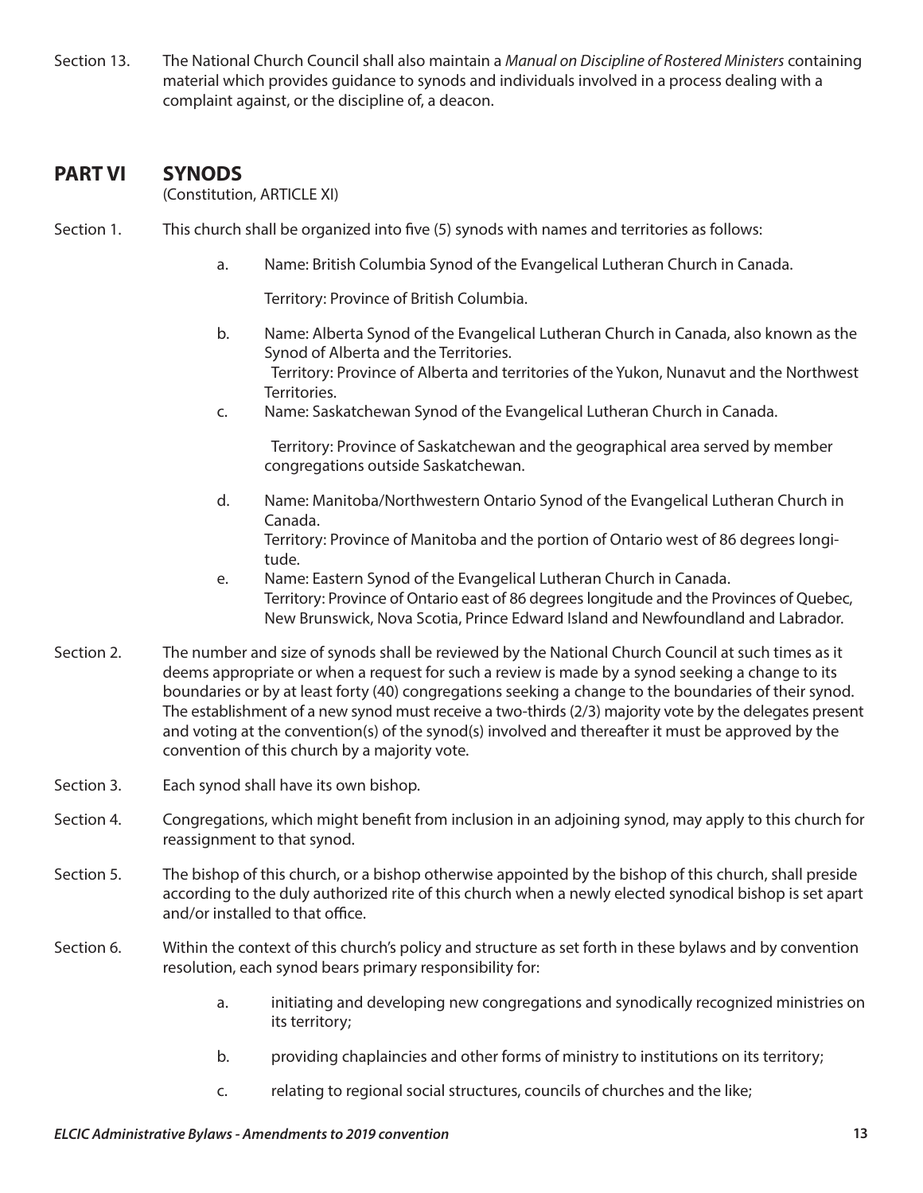Section 13. The National Church Council shall also maintain a *Manual on Discipline of Rostered Ministers* containing material which provides guidance to synods and individuals involved in a process dealing with a complaint against, or the discipline of, a deacon.

## PART VI SYNODS

(Constitution, ARTICLE XI)

Section 1. This church shall be organized into five (5) synods with names and territories as follows:

a. Name: British Columbia Synod of the Evangelical Lutheran Church in Canada.

Territory: Province of British Columbia.

b. Name: Alberta Synod of the Evangelical Lutheran Church in Canada, also known as the Synod of Alberta and the Territories.
Territory: Province of Alberta and territories of the Yukon, Nunavut and the Northwest Territories.

c. Name: Saskatchewan Synod of the Evangelical Lutheran Church in Canada.

Territory: Province of Saskatchewan and the geographical area served by member congregations outside Saskatchewan.

d. Name: Manitoba/Northwestern Ontario Synod of the Evangelical Lutheran Church in Canada.
Territory: Province of Manitoba and the portion of Ontario west of 86 degrees longitude.

e. Name: Eastern Synod of the Evangelical Lutheran Church in Canada.
Territory: Province of Ontario east of 86 degrees longitude and the Provinces of Quebec, New Brunswick, Nova Scotia, Prince Edward Island and Newfoundland and Labrador.

Section 2. The number and size of synods shall be reviewed by the National Church Council at such times as it deems appropriate or when a request for such a review is made by a synod seeking a change to its boundaries or by at least forty (40) congregations seeking a change to the boundaries of their synod. The establishment of a new synod must receive a two-thirds (2/3) majority vote by the delegates present and voting at the convention(s) of the synod(s) involved and thereafter it must be approved by the convention of this church by a majority vote.

Section 3. Each synod shall have its own bishop.

Section 4. Congregations, which might benefit from inclusion in an adjoining synod, may apply to this church for reassignment to that synod.

Section 5. The bishop of this church, or a bishop otherwise appointed by the bishop of this church, shall preside according to the duly authorized rite of this church when a newly elected synodical bishop is set apart and/or installed to that office.

Section 6. Within the context of this church's policy and structure as set forth in these bylaws and by convention resolution, each synod bears primary responsibility for:

a. initiating and developing new congregations and synodically recognized ministries on its territory;

b. providing chaplaincies and other forms of ministry to institutions on its territory;

c. relating to regional social structures, councils of churches and the like;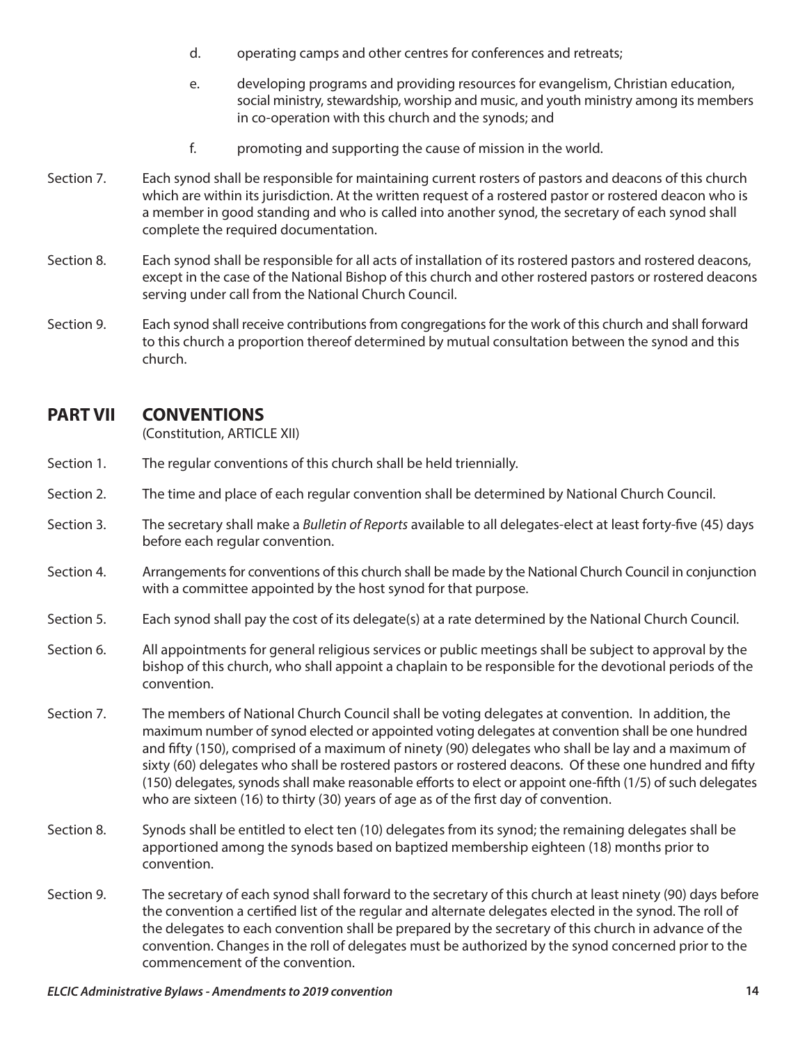d. operating camps and other centres for conferences and retreats;

e. developing programs and providing resources for evangelism, Christian education, social ministry, stewardship, worship and music, and youth ministry among its members in co-operation with this church and the synods; and

f. promoting and supporting the cause of mission in the world.

Section 7. Each synod shall be responsible for maintaining current rosters of pastors and deacons of this church which are within its jurisdiction. At the written request of a rostered pastor or rostered deacon who is a member in good standing and who is called into another synod, the secretary of each synod shall complete the required documentation.

Section 8. Each synod shall be responsible for all acts of installation of its rostered pastors and rostered deacons, except in the case of the National Bishop of this church and other rostered pastors or rostered deacons serving under call from the National Church Council.

Section 9. Each synod shall receive contributions from congregations for the work of this church and shall forward to this church a proportion thereof determined by mutual consultation between the synod and this church.

## PART VII CONVENTIONS

(Constitution, ARTICLE XII)

Section 1. The regular conventions of this church shall be held triennially.

Section 2. The time and place of each regular convention shall be determined by National Church Council.

Section 3. The secretary shall make a *Bulletin of Reports* available to all delegates-elect at least forty-five (45) days before each regular convention.

Section 4. Arrangements for conventions of this church shall be made by the National Church Council in conjunction with a committee appointed by the host synod for that purpose.

Section 5. Each synod shall pay the cost of its delegate(s) at a rate determined by the National Church Council.

Section 6. All appointments for general religious services or public meetings shall be subject to approval by the bishop of this church, who shall appoint a chaplain to be responsible for the devotional periods of the convention.

Section 7. The members of National Church Council shall be voting delegates at convention. In addition, the maximum number of synod elected or appointed voting delegates at convention shall be one hundred and fifty (150), comprised of a maximum of ninety (90) delegates who shall be lay and a maximum of sixty (60) delegates who shall be rostered pastors or rostered deacons. Of these one hundred and fifty (150) delegates, synods shall make reasonable efforts to elect or appoint one-fifth (1/5) of such delegates who are sixteen (16) to thirty (30) years of age as of the first day of convention.

Section 8. Synods shall be entitled to elect ten (10) delegates from its synod; the remaining delegates shall be apportioned among the synods based on baptized membership eighteen (18) months prior to convention.

Section 9. The secretary of each synod shall forward to the secretary of this church at least ninety (90) days before the convention a certified list of the regular and alternate delegates elected in the synod. The roll of the delegates to each convention shall be prepared by the secretary of this church in advance of the convention. Changes in the roll of delegates must be authorized by the synod concerned prior to the commencement of the convention.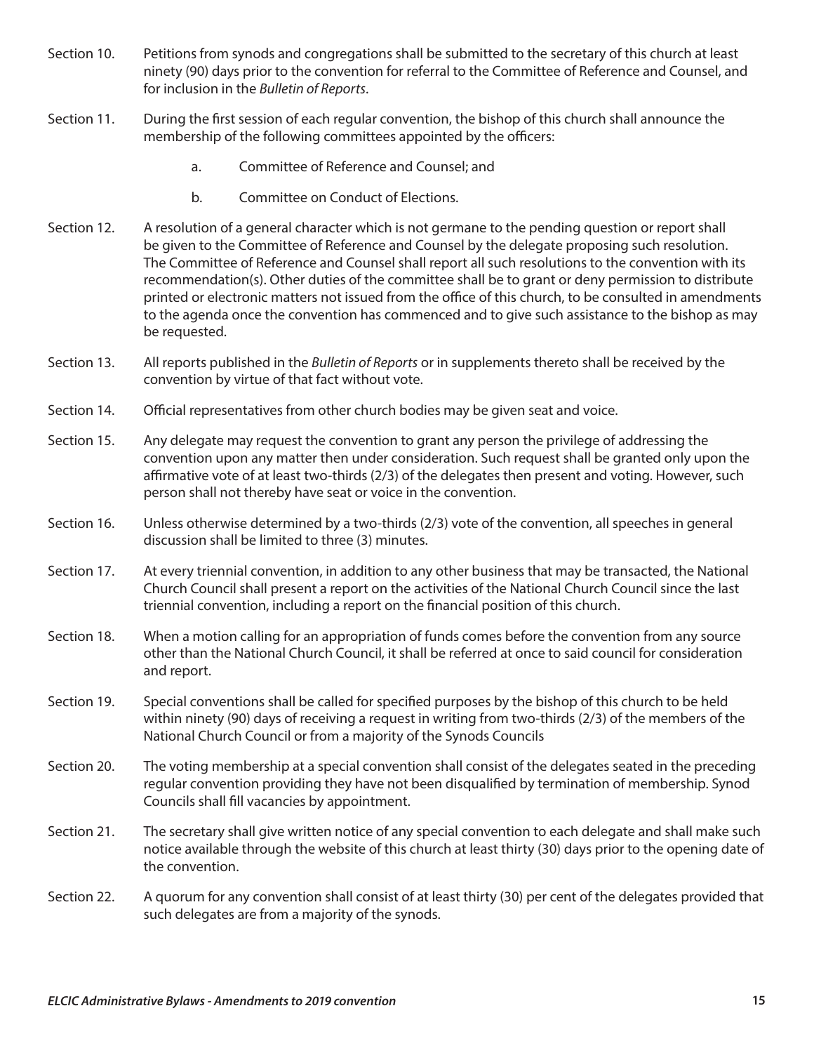Section 10. Petitions from synods and congregations shall be submitted to the secretary of this church at least ninety (90) days prior to the convention for referral to the Committee of Reference and Counsel, and for inclusion in the *Bulletin of Reports*.

Section 11. During the first session of each regular convention, the bishop of this church shall announce the membership of the following committees appointed by the officers:

a. Committee of Reference and Counsel; and

b. Committee on Conduct of Elections.

Section 12. A resolution of a general character which is not germane to the pending question or report shall be given to the Committee of Reference and Counsel by the delegate proposing such resolution. The Committee of Reference and Counsel shall report all such resolutions to the convention with its recommendation(s). Other duties of the committee shall be to grant or deny permission to distribute printed or electronic matters not issued from the office of this church, to be consulted in amendments to the agenda once the convention has commenced and to give such assistance to the bishop as may be requested.

Section 13. All reports published in the *Bulletin of Reports* or in supplements thereto shall be received by the convention by virtue of that fact without vote.

Section 14. Official representatives from other church bodies may be given seat and voice.

Section 15. Any delegate may request the convention to grant any person the privilege of addressing the convention upon any matter then under consideration. Such request shall be granted only upon the affirmative vote of at least two-thirds (2/3) of the delegates then present and voting. However, such person shall not thereby have seat or voice in the convention.

Section 16. Unless otherwise determined by a two-thirds (2/3) vote of the convention, all speeches in general discussion shall be limited to three (3) minutes.

Section 17. At every triennial convention, in addition to any other business that may be transacted, the National Church Council shall present a report on the activities of the National Church Council since the last triennial convention, including a report on the financial position of this church.

Section 18. When a motion calling for an appropriation of funds comes before the convention from any source other than the National Church Council, it shall be referred at once to said council for consideration and report.

Section 19. Special conventions shall be called for specified purposes by the bishop of this church to be held within ninety (90) days of receiving a request in writing from two-thirds (2/3) of the members of the National Church Council or from a majority of the Synods Councils

Section 20. The voting membership at a special convention shall consist of the delegates seated in the preceding regular convention providing they have not been disqualified by termination of membership. Synod Councils shall fill vacancies by appointment.

Section 21. The secretary shall give written notice of any special convention to each delegate and shall make such notice available through the website of this church at least thirty (30) days prior to the opening date of the convention.

Section 22. A quorum for any convention shall consist of at least thirty (30) per cent of the delegates provided that such delegates are from a majority of the synods.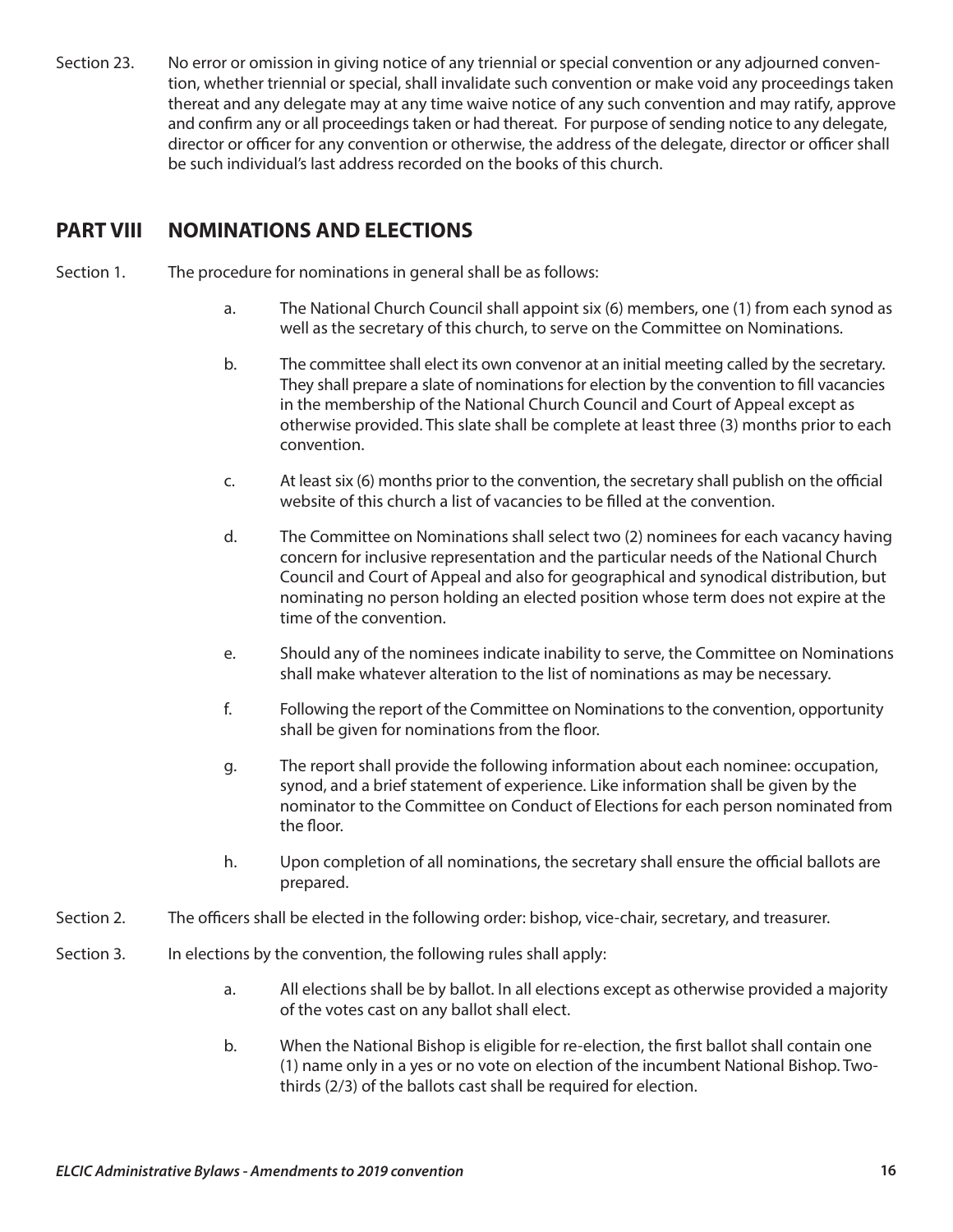Section 23. No error or omission in giving notice of any triennial or special convention or any adjourned convention, whether triennial or special, shall invalidate such convention or make void any proceedings taken thereat and any delegate may at any time waive notice of any such convention and may ratify, approve and confirm any or all proceedings taken or had thereat. For purpose of sending notice to any delegate, director or officer for any convention or otherwise, the address of the delegate, director or officer shall be such individual's last address recorded on the books of this church.

## PART VIII NOMINATIONS AND ELECTIONS

Section 1. The procedure for nominations in general shall be as follows:

a. The National Church Council shall appoint six (6) members, one (1) from each synod as well as the secretary of this church, to serve on the Committee on Nominations.

b. The committee shall elect its own convenor at an initial meeting called by the secretary. They shall prepare a slate of nominations for election by the convention to fill vacancies in the membership of the National Church Council and Court of Appeal except as otherwise provided. This slate shall be complete at least three (3) months prior to each convention.

c. At least six (6) months prior to the convention, the secretary shall publish on the official website of this church a list of vacancies to be filled at the convention.

d. The Committee on Nominations shall select two (2) nominees for each vacancy having concern for inclusive representation and the particular needs of the National Church Council and Court of Appeal and also for geographical and synodical distribution, but nominating no person holding an elected position whose term does not expire at the time of the convention.

e. Should any of the nominees indicate inability to serve, the Committee on Nominations shall make whatever alteration to the list of nominations as may be necessary.

f. Following the report of the Committee on Nominations to the convention, opportunity shall be given for nominations from the floor.

g. The report shall provide the following information about each nominee: occupation, synod, and a brief statement of experience. Like information shall be given by the nominator to the Committee on Conduct of Elections for each person nominated from the floor.

h. Upon completion of all nominations, the secretary shall ensure the official ballots are prepared.

Section 2. The officers shall be elected in the following order: bishop, vice-chair, secretary, and treasurer.

Section 3. In elections by the convention, the following rules shall apply:

a. All elections shall be by ballot. In all elections except as otherwise provided a majority of the votes cast on any ballot shall elect.

b. When the National Bishop is eligible for re-election, the first ballot shall contain one (1) name only in a yes or no vote on election of the incumbent National Bishop. Two-thirds (2/3) of the ballots cast shall be required for election.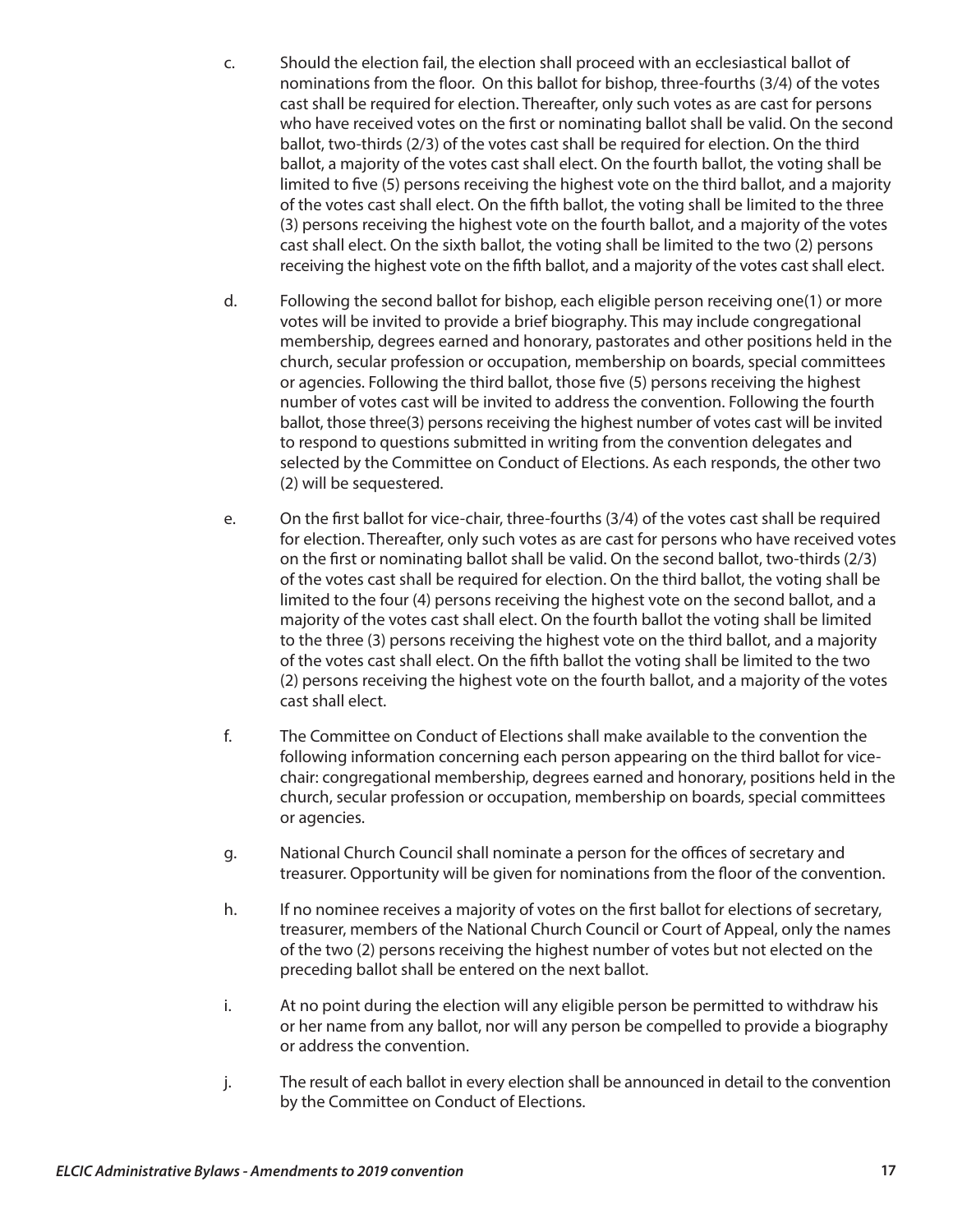c. Should the election fail, the election shall proceed with an ecclesiastical ballot of nominations from the floor. On this ballot for bishop, three-fourths (3/4) of the votes cast shall be required for election. Thereafter, only such votes as are cast for persons who have received votes on the first or nominating ballot shall be valid. On the second ballot, two-thirds (2/3) of the votes cast shall be required for election. On the third ballot, a majority of the votes cast shall elect. On the fourth ballot, the voting shall be limited to five (5) persons receiving the highest vote on the third ballot, and a majority of the votes cast shall elect. On the fifth ballot, the voting shall be limited to the three (3) persons receiving the highest vote on the fourth ballot, and a majority of the votes cast shall elect. On the sixth ballot, the voting shall be limited to the two (2) persons receiving the highest vote on the fifth ballot, and a majority of the votes cast shall elect.

d. Following the second ballot for bishop, each eligible person receiving one(1) or more votes will be invited to provide a brief biography. This may include congregational membership, degrees earned and honorary, pastorates and other positions held in the church, secular profession or occupation, membership on boards, special committees or agencies. Following the third ballot, those five (5) persons receiving the highest number of votes cast will be invited to address the convention. Following the fourth ballot, those three(3) persons receiving the highest number of votes cast will be invited to respond to questions submitted in writing from the convention delegates and selected by the Committee on Conduct of Elections. As each responds, the other two (2) will be sequestered.

e. On the first ballot for vice-chair, three-fourths (3/4) of the votes cast shall be required for election. Thereafter, only such votes as are cast for persons who have received votes on the first or nominating ballot shall be valid. On the second ballot, two-thirds (2/3) of the votes cast shall be required for election. On the third ballot, the voting shall be limited to the four (4) persons receiving the highest vote on the second ballot, and a majority of the votes cast shall elect. On the fourth ballot the voting shall be limited to the three (3) persons receiving the highest vote on the third ballot, and a majority of the votes cast shall elect. On the fifth ballot the voting shall be limited to the two (2) persons receiving the highest vote on the fourth ballot, and a majority of the votes cast shall elect.

f. The Committee on Conduct of Elections shall make available to the convention the following information concerning each person appearing on the third ballot for vice-chair: congregational membership, degrees earned and honorary, positions held in the church, secular profession or occupation, membership on boards, special committees or agencies.

g. National Church Council shall nominate a person for the offices of secretary and treasurer. Opportunity will be given for nominations from the floor of the convention.

h. If no nominee receives a majority of votes on the first ballot for elections of secretary, treasurer, members of the National Church Council or Court of Appeal, only the names of the two (2) persons receiving the highest number of votes but not elected on the preceding ballot shall be entered on the next ballot.

i. At no point during the election will any eligible person be permitted to withdraw his or her name from any ballot, nor will any person be compelled to provide a biography or address the convention.

j. The result of each ballot in every election shall be announced in detail to the convention by the Committee on Conduct of Elections.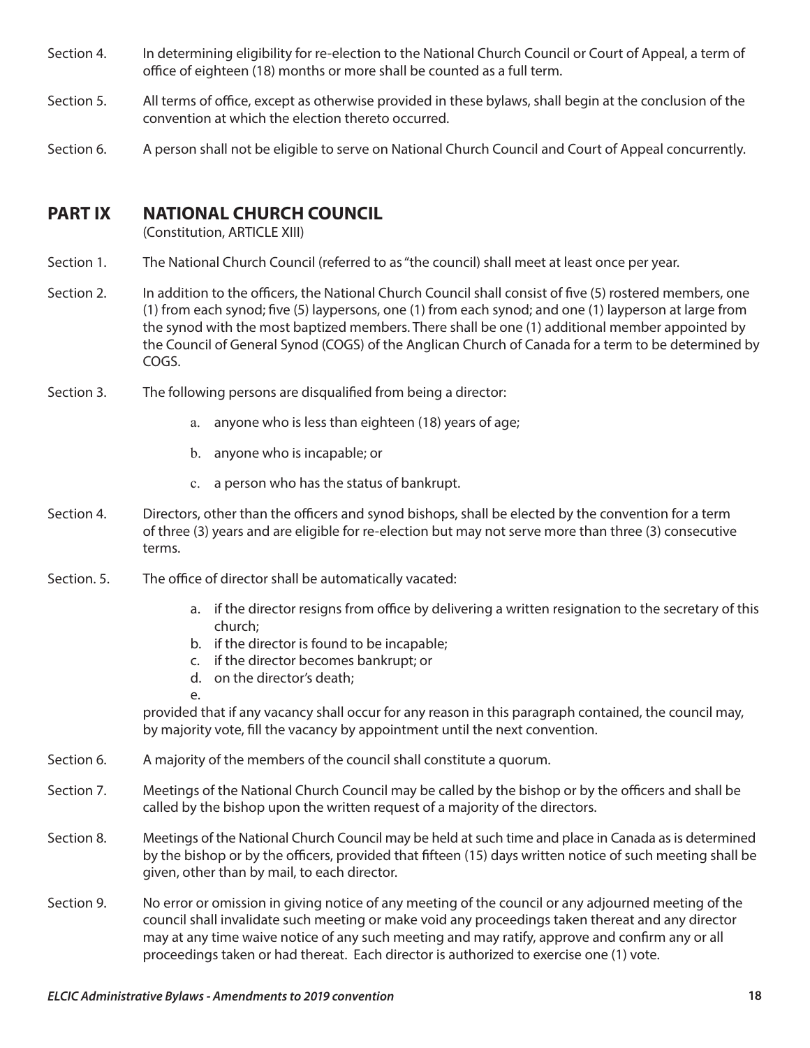Section 4. In determining eligibility for re-election to the National Church Council or Court of Appeal, a term of office of eighteen (18) months or more shall be counted as a full term.

Section 5. All terms of office, except as otherwise provided in these bylaws, shall begin at the conclusion of the convention at which the election thereto occurred.

Section 6. A person shall not be eligible to serve on National Church Council and Court of Appeal concurrently.

## PART IX NATIONAL CHURCH COUNCIL

(Constitution, ARTICLE XIII)

Section 1. The National Church Council (referred to as "the council) shall meet at least once per year.

Section 2. In addition to the officers, the National Church Council shall consist of five (5) rostered members, one (1) from each synod; five (5) laypersons, one (1) from each synod; and one (1) layperson at large from the synod with the most baptized members. There shall be one (1) additional member appointed by the Council of General Synod (COGS) of the Anglican Church of Canada for a term to be determined by COGS.

Section 3. The following persons are disqualified from being a director:

a. anyone who is less than eighteen (18) years of age;

b. anyone who is incapable; or

c. a person who has the status of bankrupt.

Section 4. Directors, other than the officers and synod bishops, shall be elected by the convention for a term of three (3) years and are eligible for re-election but may not serve more than three (3) consecutive terms.

Section. 5. The office of director shall be automatically vacated:

a. if the director resigns from office by delivering a written resignation to the secretary of this church;
b. if the director is found to be incapable;
c. if the director becomes bankrupt; or
d. on the director's death;
e.

provided that if any vacancy shall occur for any reason in this paragraph contained, the council may, by majority vote, fill the vacancy by appointment until the next convention.

Section 6. A majority of the members of the council shall constitute a quorum.

Section 7. Meetings of the National Church Council may be called by the bishop or by the officers and shall be called by the bishop upon the written request of a majority of the directors.

Section 8. Meetings of the National Church Council may be held at such time and place in Canada as is determined by the bishop or by the officers, provided that fifteen (15) days written notice of such meeting shall be given, other than by mail, to each director.

Section 9. No error or omission in giving notice of any meeting of the council or any adjourned meeting of the council shall invalidate such meeting or make void any proceedings taken thereat and any director may at any time waive notice of any such meeting and may ratify, approve and confirm any or all proceedings taken or had thereat. Each director is authorized to exercise one (1) vote.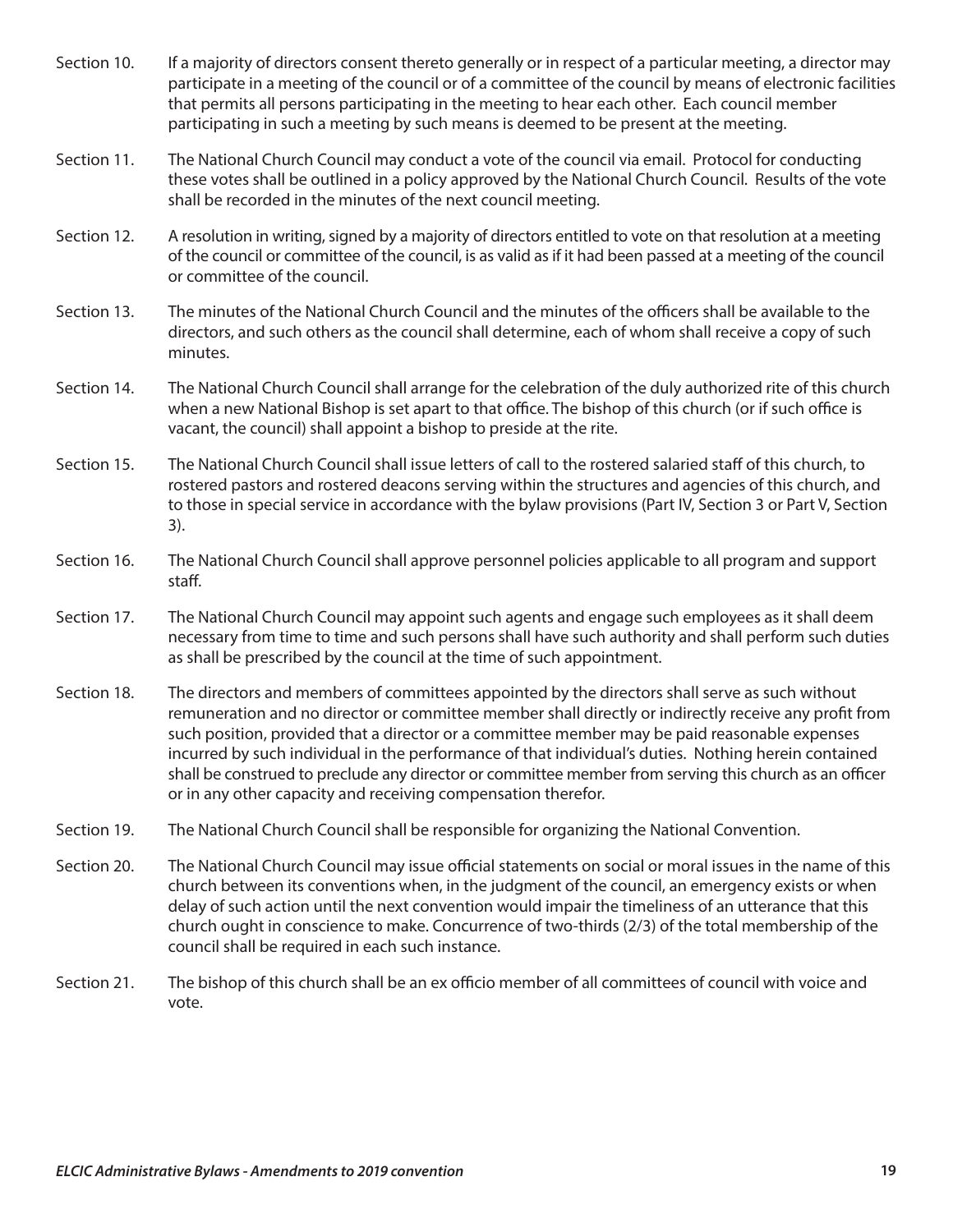Section 10. If a majority of directors consent thereto generally or in respect of a particular meeting, a director may participate in a meeting of the council or of a committee of the council by means of electronic facilities that permits all persons participating in the meeting to hear each other. Each council member participating in such a meeting by such means is deemed to be present at the meeting.

Section 11. The National Church Council may conduct a vote of the council via email. Protocol for conducting these votes shall be outlined in a policy approved by the National Church Council. Results of the vote shall be recorded in the minutes of the next council meeting.

Section 12. A resolution in writing, signed by a majority of directors entitled to vote on that resolution at a meeting of the council or committee of the council, is as valid as if it had been passed at a meeting of the council or committee of the council.

Section 13. The minutes of the National Church Council and the minutes of the officers shall be available to the directors, and such others as the council shall determine, each of whom shall receive a copy of such minutes.

Section 14. The National Church Council shall arrange for the celebration of the duly authorized rite of this church when a new National Bishop is set apart to that office. The bishop of this church (or if such office is vacant, the council) shall appoint a bishop to preside at the rite.

Section 15. The National Church Council shall issue letters of call to the rostered salaried staff of this church, to rostered pastors and rostered deacons serving within the structures and agencies of this church, and to those in special service in accordance with the bylaw provisions (Part IV, Section 3 or Part V, Section 3).

Section 16. The National Church Council shall approve personnel policies applicable to all program and support staff.

Section 17. The National Church Council may appoint such agents and engage such employees as it shall deem necessary from time to time and such persons shall have such authority and shall perform such duties as shall be prescribed by the council at the time of such appointment.

Section 18. The directors and members of committees appointed by the directors shall serve as such without remuneration and no director or committee member shall directly or indirectly receive any profit from such position, provided that a director or a committee member may be paid reasonable expenses incurred by such individual in the performance of that individual's duties. Nothing herein contained shall be construed to preclude any director or committee member from serving this church as an officer or in any other capacity and receiving compensation therefor.

Section 19. The National Church Council shall be responsible for organizing the National Convention.

Section 20. The National Church Council may issue official statements on social or moral issues in the name of this church between its conventions when, in the judgment of the council, an emergency exists or when delay of such action until the next convention would impair the timeliness of an utterance that this church ought in conscience to make. Concurrence of two-thirds (2/3) of the total membership of the council shall be required in each such instance.

Section 21. The bishop of this church shall be an ex officio member of all committees of council with voice and vote.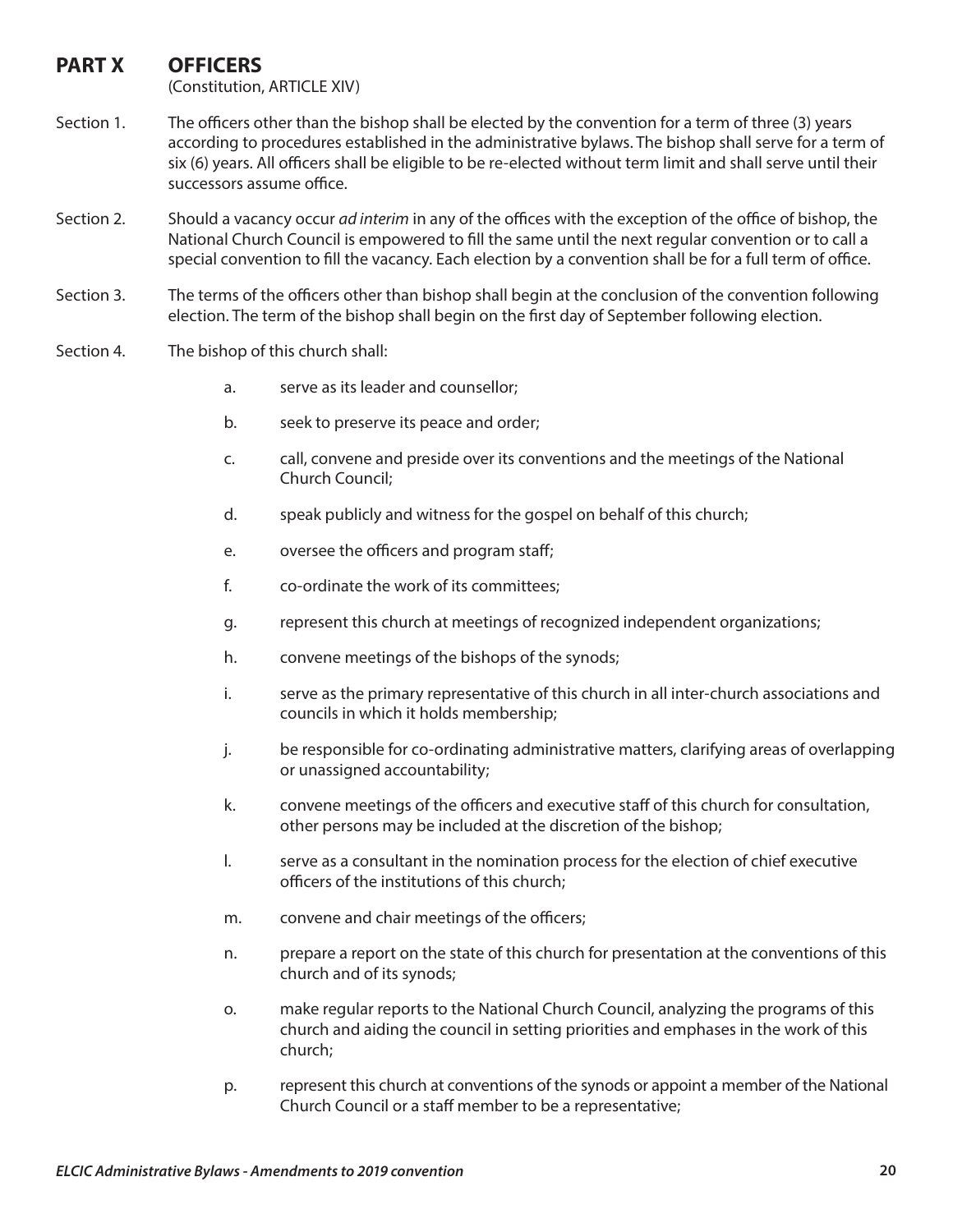## PART X OFFICERS

(Constitution, ARTICLE XIV)

Section 1. The officers other than the bishop shall be elected by the convention for a term of three (3) years according to procedures established in the administrative bylaws. The bishop shall serve for a term of six (6) years. All officers shall be eligible to be re-elected without term limit and shall serve until their successors assume office.

Section 2. Should a vacancy occur *ad interim* in any of the offices with the exception of the office of bishop, the National Church Council is empowered to fill the same until the next regular convention or to call a special convention to fill the vacancy. Each election by a convention shall be for a full term of office.

Section 3. The terms of the officers other than bishop shall begin at the conclusion of the convention following election. The term of the bishop shall begin on the first day of September following election.

Section 4. The bishop of this church shall:

- a. serve as its leader and counsellor;
- b. seek to preserve its peace and order;
- c. call, convene and preside over its conventions and the meetings of the National Church Council;
- d. speak publicly and witness for the gospel on behalf of this church;
- e. oversee the officers and program staff;
- f. co-ordinate the work of its committees;
- g. represent this church at meetings of recognized independent organizations;
- h. convene meetings of the bishops of the synods;
- i. serve as the primary representative of this church in all inter-church associations and councils in which it holds membership;
- j. be responsible for co-ordinating administrative matters, clarifying areas of overlapping or unassigned accountability;
- k. convene meetings of the officers and executive staff of this church for consultation, other persons may be included at the discretion of the bishop;
- l. serve as a consultant in the nomination process for the election of chief executive officers of the institutions of this church;
- m. convene and chair meetings of the officers;
- n. prepare a report on the state of this church for presentation at the conventions of this church and of its synods;
- o. make regular reports to the National Church Council, analyzing the programs of this church and aiding the council in setting priorities and emphases in the work of this church;
- p. represent this church at conventions of the synods or appoint a member of the National Church Council or a staff member to be a representative;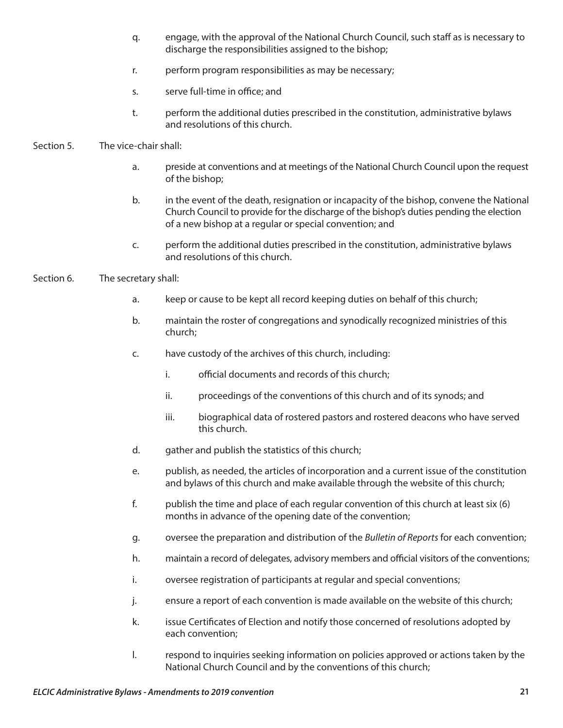q. engage, with the approval of the National Church Council, such staff as is necessary to discharge the responsibilities assigned to the bishop;

r. perform program responsibilities as may be necessary;

s. serve full-time in office; and

t. perform the additional duties prescribed in the constitution, administrative bylaws and resolutions of this church.

Section 5. The vice-chair shall:

a. preside at conventions and at meetings of the National Church Council upon the request of the bishop;

b. in the event of the death, resignation or incapacity of the bishop, convene the National Church Council to provide for the discharge of the bishop's duties pending the election of a new bishop at a regular or special convention; and

c. perform the additional duties prescribed in the constitution, administrative bylaws and resolutions of this church.

Section 6. The secretary shall:

a. keep or cause to be kept all record keeping duties on behalf of this church;

b. maintain the roster of congregations and synodically recognized ministries of this church;

c. have custody of the archives of this church, including:

i. official documents and records of this church;

ii. proceedings of the conventions of this church and of its synods; and

iii. biographical data of rostered pastors and rostered deacons who have served this church.

d. gather and publish the statistics of this church;

e. publish, as needed, the articles of incorporation and a current issue of the constitution and bylaws of this church and make available through the website of this church;

f. publish the time and place of each regular convention of this church at least six (6) months in advance of the opening date of the convention;

g. oversee the preparation and distribution of the *Bulletin of Reports* for each convention;

h. maintain a record of delegates, advisory members and official visitors of the conventions;

i. oversee registration of participants at regular and special conventions;

j. ensure a report of each convention is made available on the website of this church;

k. issue Certificates of Election and notify those concerned of resolutions adopted by each convention;

l. respond to inquiries seeking information on policies approved or actions taken by the National Church Council and by the conventions of this church;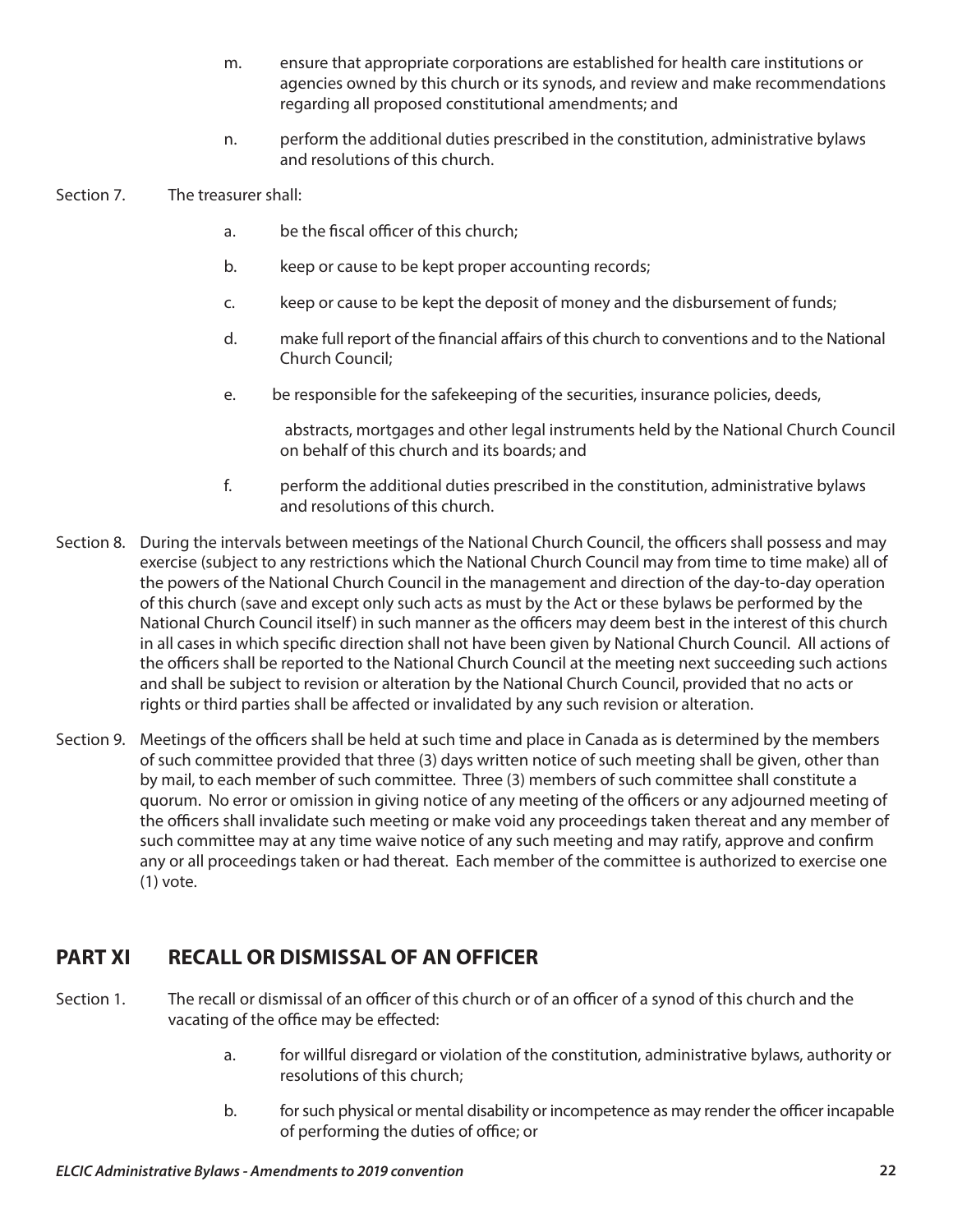m. ensure that appropriate corporations are established for health care institutions or agencies owned by this church or its synods, and review and make recommendations regarding all proposed constitutional amendments; and

n. perform the additional duties prescribed in the constitution, administrative bylaws and resolutions of this church.

Section 7. The treasurer shall:

a. be the fiscal officer of this church;

b. keep or cause to be kept proper accounting records;

c. keep or cause to be kept the deposit of money and the disbursement of funds;

d. make full report of the financial affairs of this church to conventions and to the National Church Council;

e. be responsible for the safekeeping of the securities, insurance policies, deeds, abstracts, mortgages and other legal instruments held by the National Church Council on behalf of this church and its boards; and

f. perform the additional duties prescribed in the constitution, administrative bylaws and resolutions of this church.

Section 8. During the intervals between meetings of the National Church Council, the officers shall possess and may exercise (subject to any restrictions which the National Church Council may from time to time make) all of the powers of the National Church Council in the management and direction of the day-to-day operation of this church (save and except only such acts as must by the Act or these bylaws be performed by the National Church Council itself) in such manner as the officers may deem best in the interest of this church in all cases in which specific direction shall not have been given by National Church Council. All actions of the officers shall be reported to the National Church Council at the meeting next succeeding such actions and shall be subject to revision or alteration by the National Church Council, provided that no acts or rights or third parties shall be affected or invalidated by any such revision or alteration.

Section 9. Meetings of the officers shall be held at such time and place in Canada as is determined by the members of such committee provided that three (3) days written notice of such meeting shall be given, other than by mail, to each member of such committee. Three (3) members of such committee shall constitute a quorum. No error or omission in giving notice of any meeting of the officers or any adjourned meeting of the officers shall invalidate such meeting or make void any proceedings taken thereat and any member of such committee may at any time waive notice of any such meeting and may ratify, approve and confirm any or all proceedings taken or had thereat. Each member of the committee is authorized to exercise one (1) vote.

## PART XI RECALL OR DISMISSAL OF AN OFFICER

Section 1. The recall or dismissal of an officer of this church or of an officer of a synod of this church and the vacating of the office may be effected:

a. for willful disregard or violation of the constitution, administrative bylaws, authority or resolutions of this church;

b. for such physical or mental disability or incompetence as may render the officer incapable of performing the duties of office; or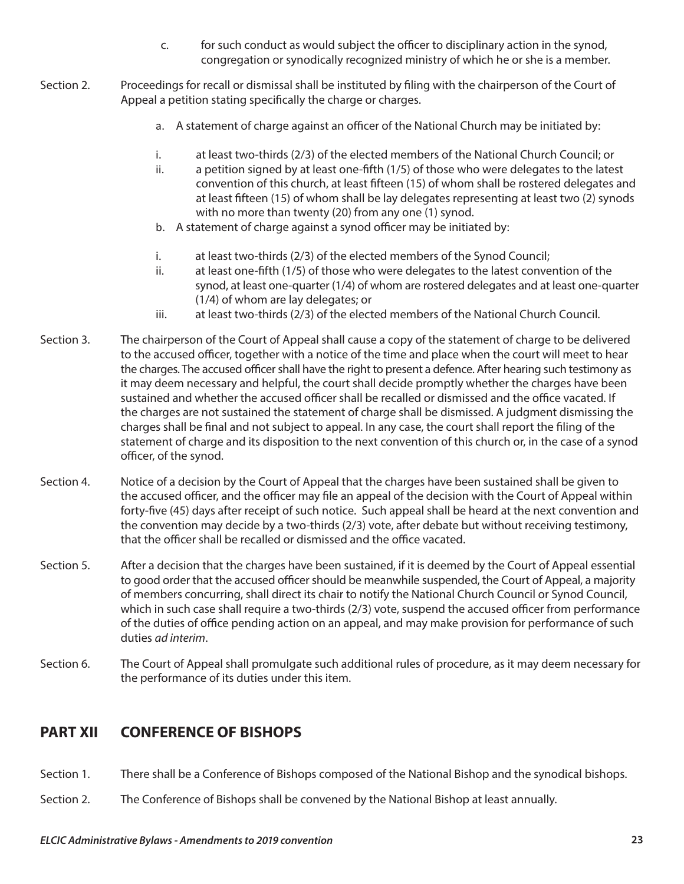c. for such conduct as would subject the officer to disciplinary action in the synod, congregation or synodically recognized ministry of which he or she is a member.

Section 2. Proceedings for recall or dismissal shall be instituted by filing with the chairperson of the Court of Appeal a petition stating specifically the charge or charges.

a. A statement of charge against an officer of the National Church may be initiated by:

i. at least two-thirds (2/3) of the elected members of the National Church Council; or

ii. a petition signed by at least one-fifth (1/5) of those who were delegates to the latest convention of this church, at least fifteen (15) of whom shall be rostered delegates and at least fifteen (15) of whom shall be lay delegates representing at least two (2) synods with no more than twenty (20) from any one (1) synod.

b. A statement of charge against a synod officer may be initiated by:

i. at least two-thirds (2/3) of the elected members of the Synod Council;

ii. at least one-fifth (1/5) of those who were delegates to the latest convention of the synod, at least one-quarter (1/4) of whom are rostered delegates and at least one-quarter (1/4) of whom are lay delegates; or

iii. at least two-thirds (2/3) of the elected members of the National Church Council.

Section 3. The chairperson of the Court of Appeal shall cause a copy of the statement of charge to be delivered to the accused officer, together with a notice of the time and place when the court will meet to hear the charges. The accused officer shall have the right to present a defence. After hearing such testimony as it may deem necessary and helpful, the court shall decide promptly whether the charges have been sustained and whether the accused officer shall be recalled or dismissed and the office vacated. If the charges are not sustained the statement of charge shall be dismissed. A judgment dismissing the charges shall be final and not subject to appeal. In any case, the court shall report the filing of the statement of charge and its disposition to the next convention of this church or, in the case of a synod officer, of the synod.

Section 4. Notice of a decision by the Court of Appeal that the charges have been sustained shall be given to the accused officer, and the officer may file an appeal of the decision with the Court of Appeal within forty-five (45) days after receipt of such notice. Such appeal shall be heard at the next convention and the convention may decide by a two-thirds (2/3) vote, after debate but without receiving testimony, that the officer shall be recalled or dismissed and the office vacated.

Section 5. After a decision that the charges have been sustained, if it is deemed by the Court of Appeal essential to good order that the accused officer should be meanwhile suspended, the Court of Appeal, a majority of members concurring, shall direct its chair to notify the National Church Council or Synod Council, which in such case shall require a two-thirds (2/3) vote, suspend the accused officer from performance of the duties of office pending action on an appeal, and may make provision for performance of such duties *ad interim*.

Section 6. The Court of Appeal shall promulgate such additional rules of procedure, as it may deem necessary for the performance of its duties under this item.

## PART XII CONFERENCE OF BISHOPS

Section 1. There shall be a Conference of Bishops composed of the National Bishop and the synodical bishops.

Section 2. The Conference of Bishops shall be convened by the National Bishop at least annually.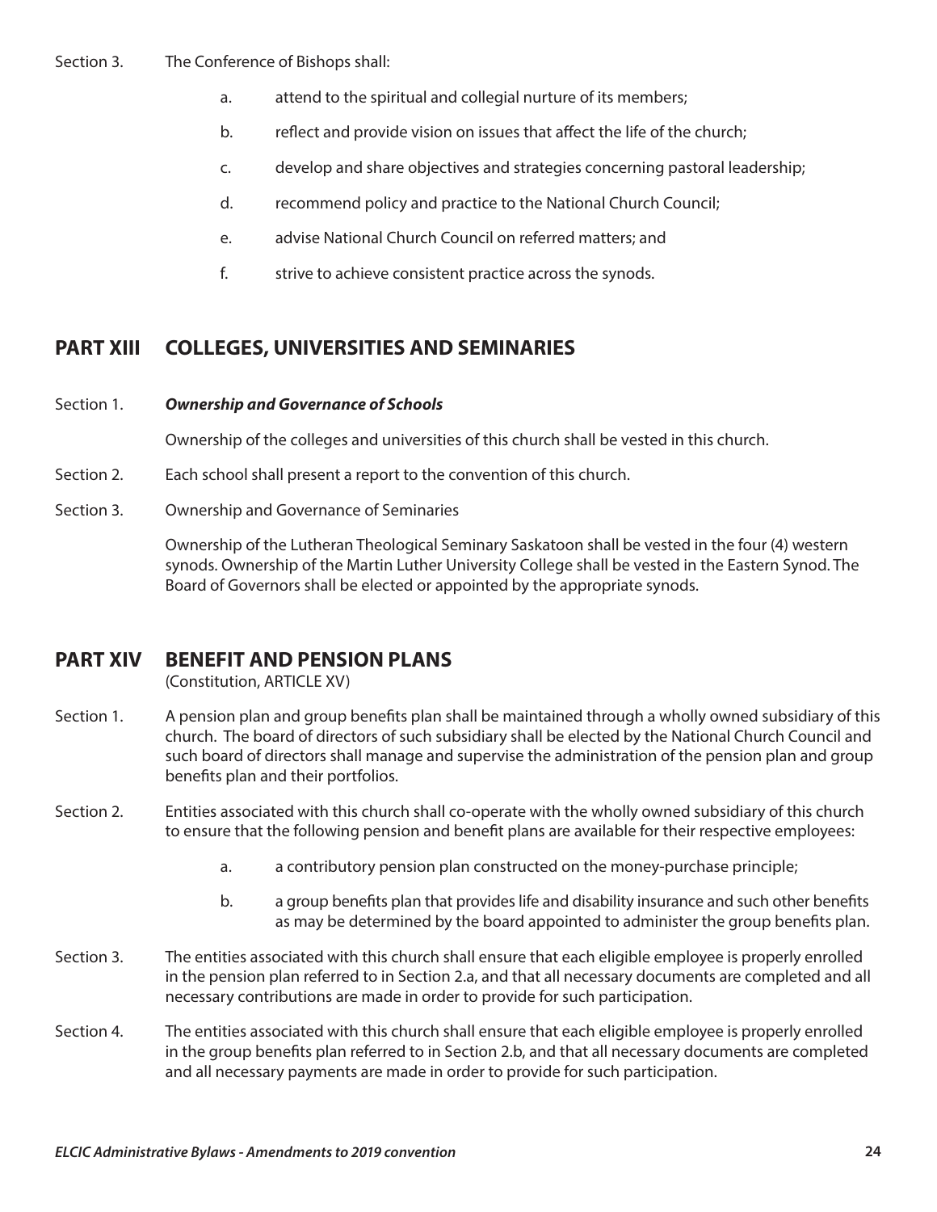Section 3. The Conference of Bishops shall:

- a. attend to the spiritual and collegial nurture of its members;
- b. reflect and provide vision on issues that affect the life of the church;
- c. develop and share objectives and strategies concerning pastoral leadership;
- d. recommend policy and practice to the National Church Council;
- e. advise National Church Council on referred matters; and
- f. strive to achieve consistent practice across the synods.

## PART XIII COLLEGES, UNIVERSITIES AND SEMINARIES

Section 1. ***Ownership and Governance of Schools***

Ownership of the colleges and universities of this church shall be vested in this church.

Section 2. Each school shall present a report to the convention of this church.

Section 3. Ownership and Governance of Seminaries

Ownership of the Lutheran Theological Seminary Saskatoon shall be vested in the four (4) western synods. Ownership of the Martin Luther University College shall be vested in the Eastern Synod. The Board of Governors shall be elected or appointed by the appropriate synods.

## PART XIV BENEFIT AND PENSION PLANS

(Constitution, ARTICLE XV)

Section 1. A pension plan and group benefits plan shall be maintained through a wholly owned subsidiary of this church. The board of directors of such subsidiary shall be elected by the National Church Council and such board of directors shall manage and supervise the administration of the pension plan and group benefits plan and their portfolios.

Section 2. Entities associated with this church shall co-operate with the wholly owned subsidiary of this church to ensure that the following pension and benefit plans are available for their respective employees:

- a. a contributory pension plan constructed on the money-purchase principle;
- b. a group benefits plan that provides life and disability insurance and such other benefits as may be determined by the board appointed to administer the group benefits plan.

Section 3. The entities associated with this church shall ensure that each eligible employee is properly enrolled in the pension plan referred to in Section 2.a, and that all necessary documents are completed and all necessary contributions are made in order to provide for such participation.

Section 4. The entities associated with this church shall ensure that each eligible employee is properly enrolled in the group benefits plan referred to in Section 2.b, and that all necessary documents are completed and all necessary payments are made in order to provide for such participation.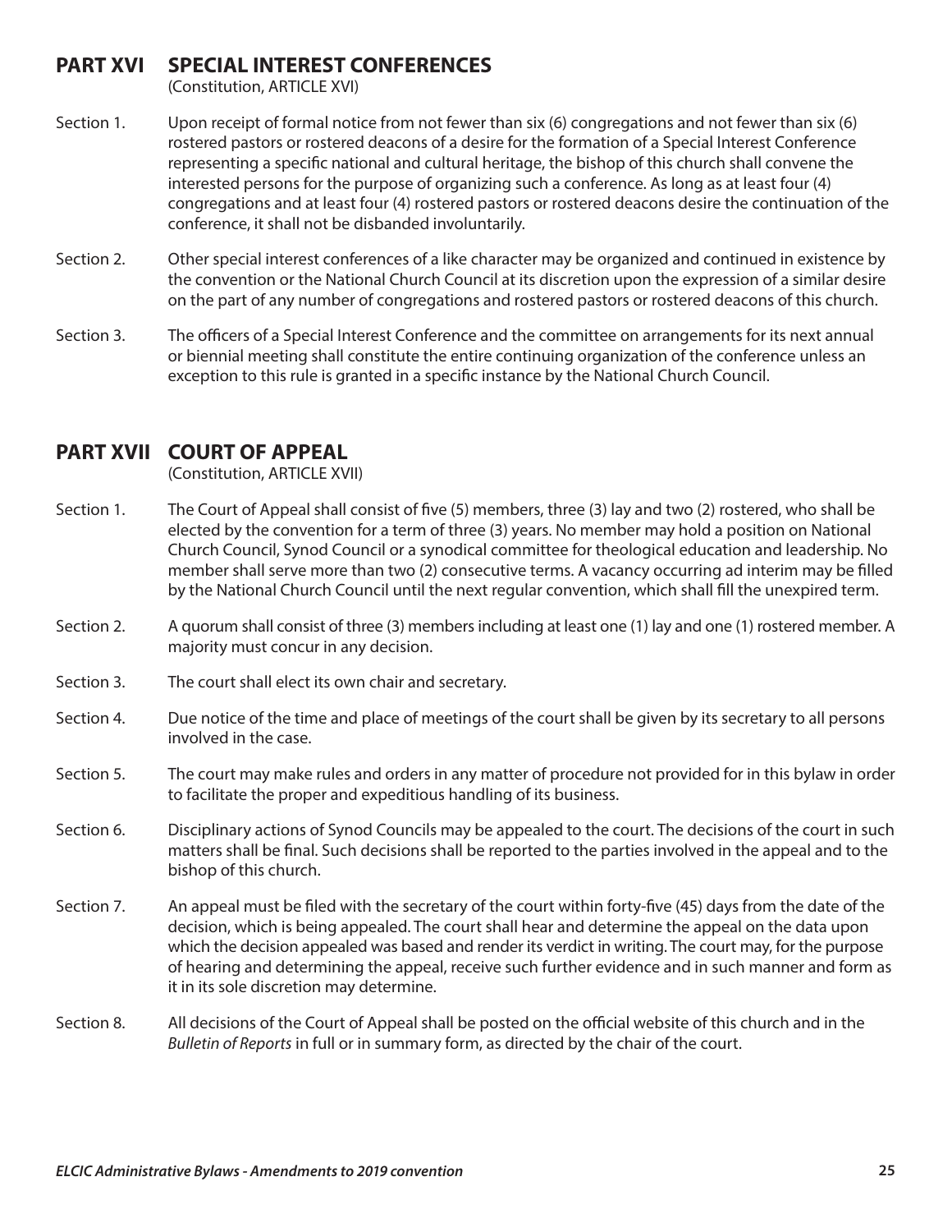## PART XVI SPECIAL INTEREST CONFERENCES

(Constitution, ARTICLE XVI)

Section 1. Upon receipt of formal notice from not fewer than six (6) congregations and not fewer than six (6) rostered pastors or rostered deacons of a desire for the formation of a Special Interest Conference representing a specific national and cultural heritage, the bishop of this church shall convene the interested persons for the purpose of organizing such a conference. As long as at least four (4) congregations and at least four (4) rostered pastors or rostered deacons desire the continuation of the conference, it shall not be disbanded involuntarily.

Section 2. Other special interest conferences of a like character may be organized and continued in existence by the convention or the National Church Council at its discretion upon the expression of a similar desire on the part of any number of congregations and rostered pastors or rostered deacons of this church.

Section 3. The officers of a Special Interest Conference and the committee on arrangements for its next annual or biennial meeting shall constitute the entire continuing organization of the conference unless an exception to this rule is granted in a specific instance by the National Church Council.

## PART XVII COURT OF APPEAL

(Constitution, ARTICLE XVII)

Section 1. The Court of Appeal shall consist of five (5) members, three (3) lay and two (2) rostered, who shall be elected by the convention for a term of three (3) years. No member may hold a position on National Church Council, Synod Council or a synodical committee for theological education and leadership. No member shall serve more than two (2) consecutive terms. A vacancy occurring ad interim may be filled by the National Church Council until the next regular convention, which shall fill the unexpired term.

Section 2. A quorum shall consist of three (3) members including at least one (1) lay and one (1) rostered member. A majority must concur in any decision.

Section 3. The court shall elect its own chair and secretary.

Section 4. Due notice of the time and place of meetings of the court shall be given by its secretary to all persons involved in the case.

Section 5. The court may make rules and orders in any matter of procedure not provided for in this bylaw in order to facilitate the proper and expeditious handling of its business.

Section 6. Disciplinary actions of Synod Councils may be appealed to the court. The decisions of the court in such matters shall be final. Such decisions shall be reported to the parties involved in the appeal and to the bishop of this church.

Section 7. An appeal must be filed with the secretary of the court within forty-five (45) days from the date of the decision, which is being appealed. The court shall hear and determine the appeal on the data upon which the decision appealed was based and render its verdict in writing. The court may, for the purpose of hearing and determining the appeal, receive such further evidence and in such manner and form as it in its sole discretion may determine.

Section 8. All decisions of the Court of Appeal shall be posted on the official website of this church and in the *Bulletin of Reports* in full or in summary form, as directed by the chair of the court.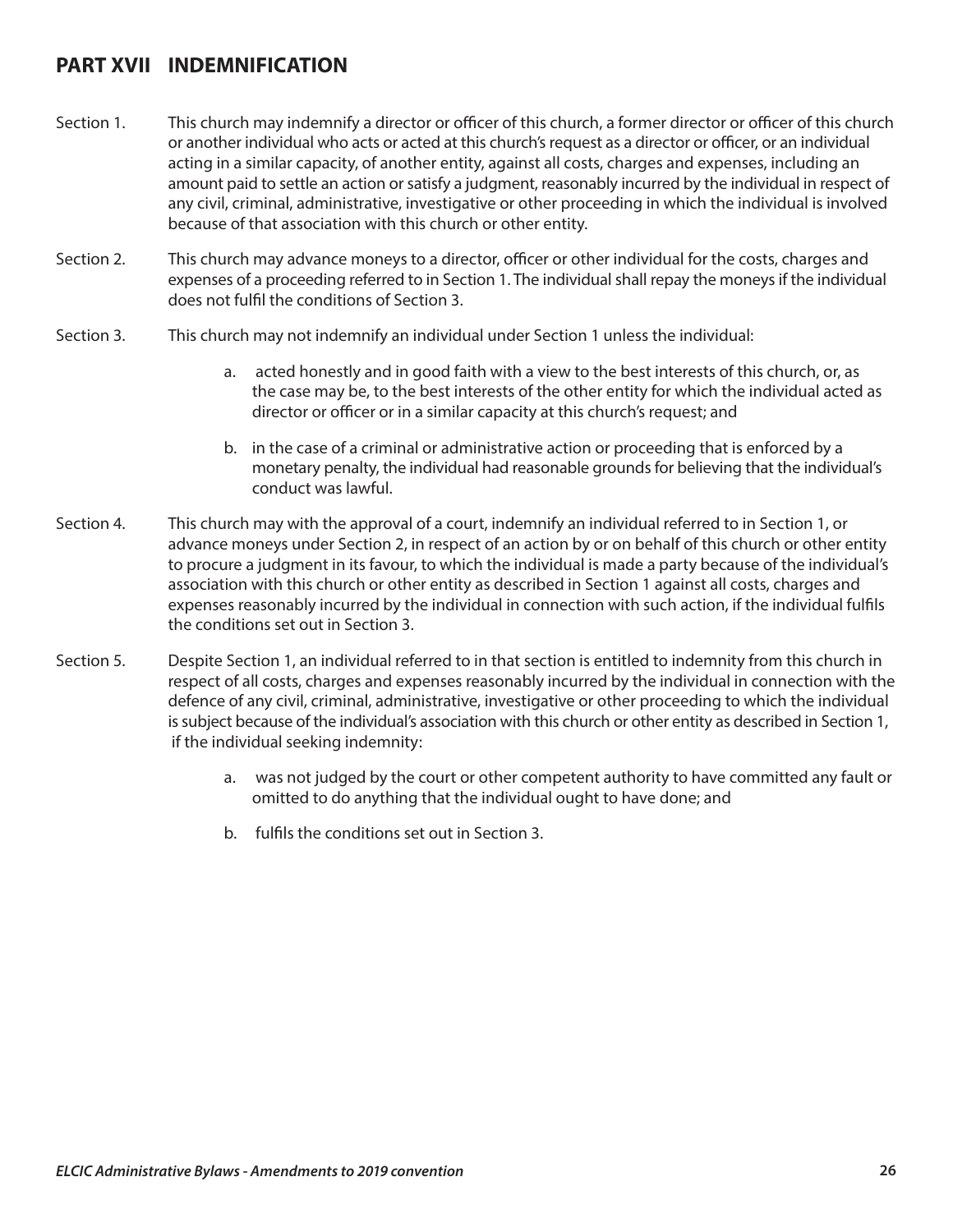## PART XVII INDEMNIFICATION

Section 1. This church may indemnify a director or officer of this church, a former director or officer of this church or another individual who acts or acted at this church's request as a director or officer, or an individual acting in a similar capacity, of another entity, against all costs, charges and expenses, including an amount paid to settle an action or satisfy a judgment, reasonably incurred by the individual in respect of any civil, criminal, administrative, investigative or other proceeding in which the individual is involved because of that association with this church or other entity.

Section 2. This church may advance moneys to a director, officer or other individual for the costs, charges and expenses of a proceeding referred to in Section 1. The individual shall repay the moneys if the individual does not fulfil the conditions of Section 3.

Section 3. This church may not indemnify an individual under Section 1 unless the individual:

a. acted honestly and in good faith with a view to the best interests of this church, or, as the case may be, to the best interests of the other entity for which the individual acted as director or officer or in a similar capacity at this church's request; and

b. in the case of a criminal or administrative action or proceeding that is enforced by a monetary penalty, the individual had reasonable grounds for believing that the individual's conduct was lawful.

Section 4. This church may with the approval of a court, indemnify an individual referred to in Section 1, or advance moneys under Section 2, in respect of an action by or on behalf of this church or other entity to procure a judgment in its favour, to which the individual is made a party because of the individual's association with this church or other entity as described in Section 1 against all costs, charges and expenses reasonably incurred by the individual in connection with such action, if the individual fulfils the conditions set out in Section 3.

Section 5. Despite Section 1, an individual referred to in that section is entitled to indemnity from this church in respect of all costs, charges and expenses reasonably incurred by the individual in connection with the defence of any civil, criminal, administrative, investigative or other proceeding to which the individual is subject because of the individual's association with this church or other entity as described in Section 1, if the individual seeking indemnity:

a. was not judged by the court or other competent authority to have committed any fault or omitted to do anything that the individual ought to have done; and

b. fulfils the conditions set out in Section 3.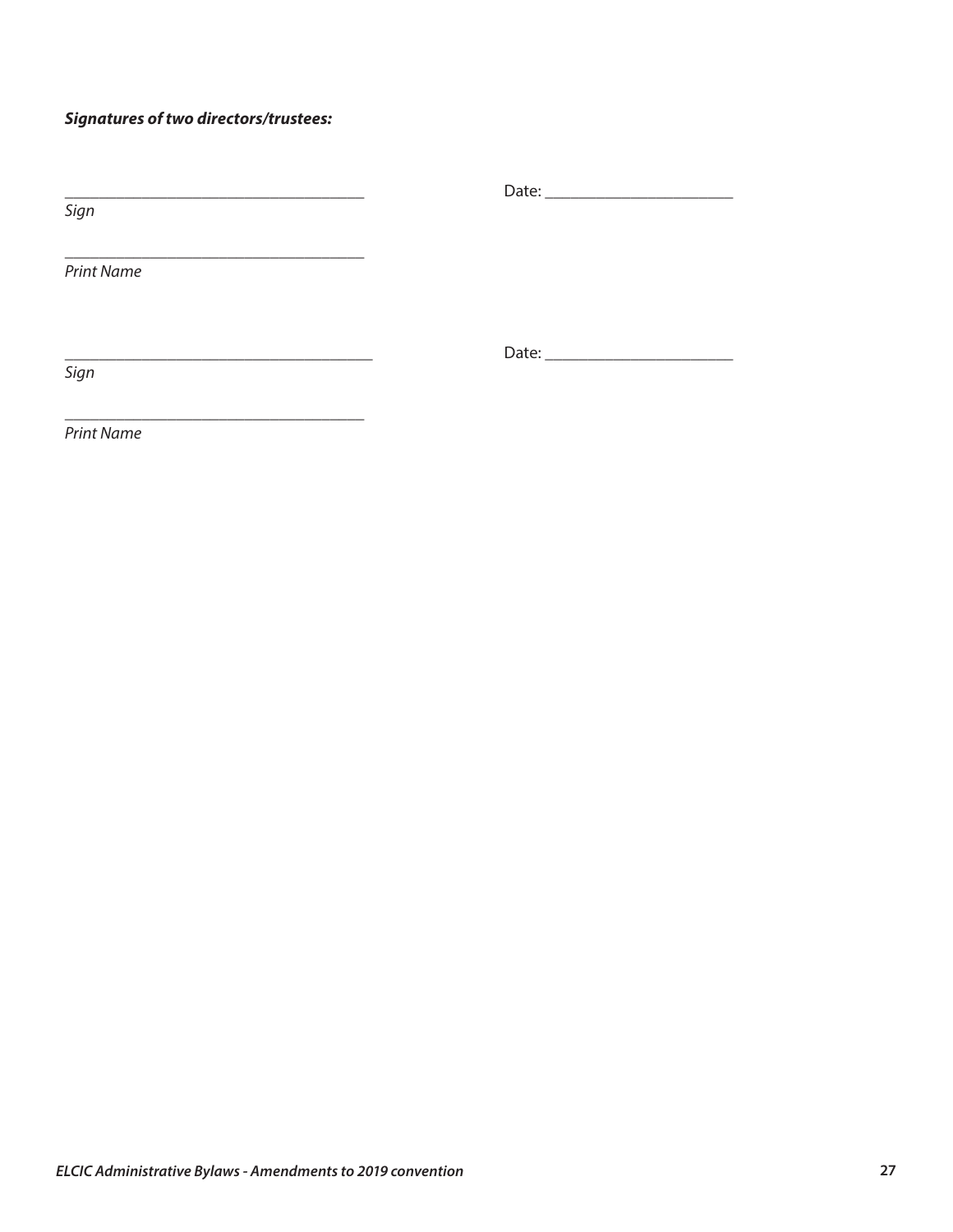***Signatures of two directors/trustees:***

\_\_\_\_\_\_\_\_\_\_\_\_\_\_\_\_\_\_\_\_\_\_\_\_\_\_\_\_\_\_\_\_\_\_\_\_ Date: \_\_\_\_\_\_\_\_\_\_\_\_\_\_\_\_\_\_\_\_\_\_\_

*Sign*

\_\_\_\_\_\_\_\_\_\_\_\_\_\_\_\_\_\_\_\_\_\_\_\_\_\_\_\_\_\_\_\_\_\_\_\_

*Print Name*

\_\_\_\_\_\_\_\_\_\_\_\_\_\_\_\_\_\_\_\_\_\_\_\_\_\_\_\_\_\_\_\_\_\_\_\_ Date: \_\_\_\_\_\_\_\_\_\_\_\_\_\_\_\_\_\_\_\_\_\_\_

*Sign*

\_\_\_\_\_\_\_\_\_\_\_\_\_\_\_\_\_\_\_\_\_\_\_\_\_\_\_\_\_\_\_\_\_\_\_\_

*Print Name*